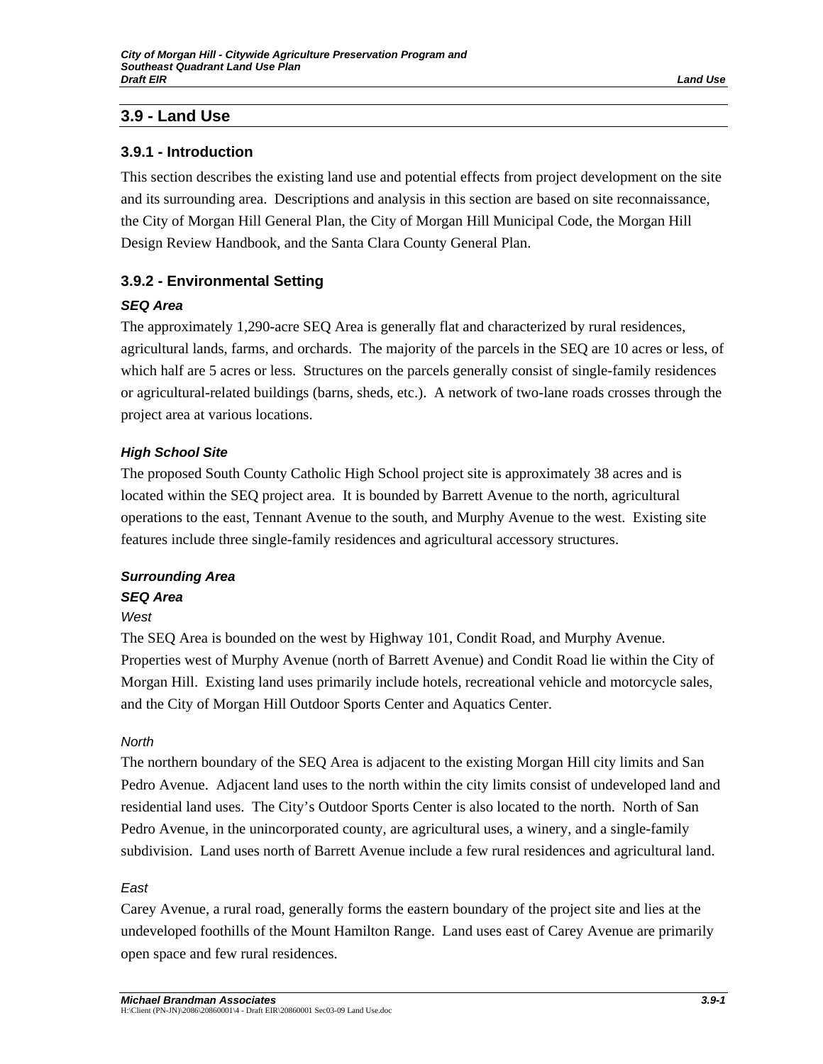## 3.9 - Land Use

### 3.9.1 - Introduction

This section describes the existing land use and potential effects from project development on the site and its surrounding area. Descriptions and analysis in this section are based on site reconnaissance, the City of Morgan Hill General Plan, the City of Morgan Hill Municipal Code, the Morgan Hill Design Review Handbook, and the Santa Clara County General Plan.

### 3.9.2 - Environmental Setting

#### *SEQ Area*

The approximately 1,290-acre SEQ Area is generally flat and characterized by rural residences, agricultural lands, farms, and orchards. The majority of the parcels in the SEQ are 10 acres or less, of which half are 5 acres or less. Structures on the parcels generally consist of single-family residences or agricultural-related buildings (barns, sheds, etc.). A network of two-lane roads crosses through the project area at various locations.

#### *High School Site*

The proposed South County Catholic High School project site is approximately 38 acres and is located within the SEQ project area. It is bounded by Barrett Avenue to the north, agricultural operations to the east, Tennant Avenue to the south, and Murphy Avenue to the west. Existing site features include three single-family residences and agricultural accessory structures.

#### *Surrounding Area*

#### *SEQ Area*

*West*

The SEQ Area is bounded on the west by Highway 101, Condit Road, and Murphy Avenue. Properties west of Murphy Avenue (north of Barrett Avenue) and Condit Road lie within the City of Morgan Hill. Existing land uses primarily include hotels, recreational vehicle and motorcycle sales, and the City of Morgan Hill Outdoor Sports Center and Aquatics Center.

*North*

The northern boundary of the SEQ Area is adjacent to the existing Morgan Hill city limits and San Pedro Avenue. Adjacent land uses to the north within the city limits consist of undeveloped land and residential land uses. The City's Outdoor Sports Center is also located to the north. North of San Pedro Avenue, in the unincorporated county, are agricultural uses, a winery, and a single-family subdivision. Land uses north of Barrett Avenue include a few rural residences and agricultural land.

*East*

Carey Avenue, a rural road, generally forms the eastern boundary of the project site and lies at the undeveloped foothills of the Mount Hamilton Range. Land uses east of Carey Avenue are primarily open space and few rural residences.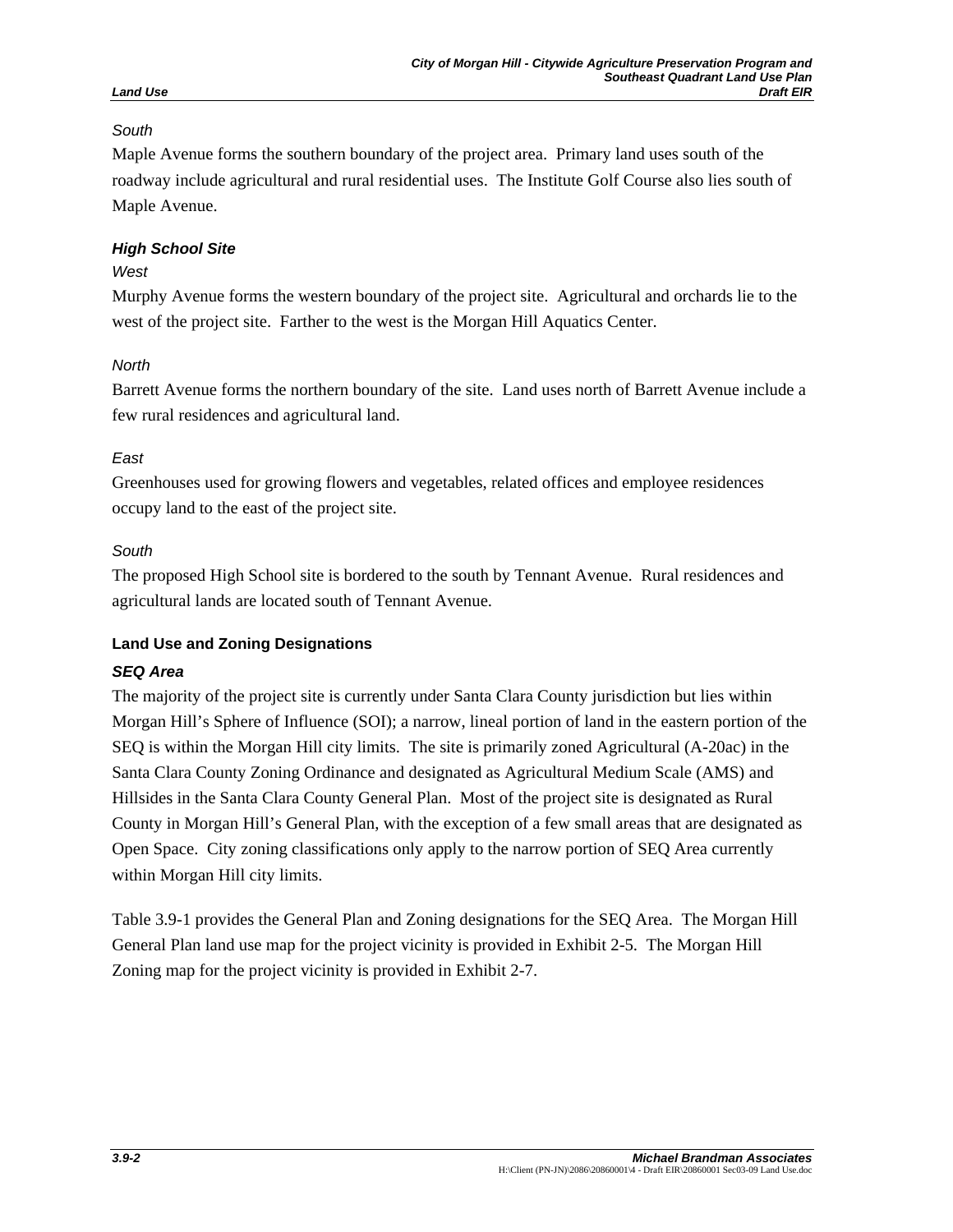*South*

Maple Avenue forms the southern boundary of the project area. Primary land uses south of the roadway include agricultural and rural residential uses. The Institute Golf Course also lies south of Maple Avenue.

#### *High School Site*

*West*

Murphy Avenue forms the western boundary of the project site. Agricultural and orchards lie to the west of the project site. Farther to the west is the Morgan Hill Aquatics Center.

*North*

Barrett Avenue forms the northern boundary of the site. Land uses north of Barrett Avenue include a few rural residences and agricultural land.

*East*

Greenhouses used for growing flowers and vegetables, related offices and employee residences occupy land to the east of the project site.

*South*

The proposed High School site is bordered to the south by Tennant Avenue. Rural residences and agricultural lands are located south of Tennant Avenue.

### Land Use and Zoning Designations

#### *SEQ Area*

The majority of the project site is currently under Santa Clara County jurisdiction but lies within Morgan Hill's Sphere of Influence (SOI); a narrow, lineal portion of land in the eastern portion of the SEQ is within the Morgan Hill city limits. The site is primarily zoned Agricultural (A-20ac) in the Santa Clara County Zoning Ordinance and designated as Agricultural Medium Scale (AMS) and Hillsides in the Santa Clara County General Plan. Most of the project site is designated as Rural County in Morgan Hill's General Plan, with the exception of a few small areas that are designated as Open Space. City zoning classifications only apply to the narrow portion of SEQ Area currently within Morgan Hill city limits.

Table 3.9-1 provides the General Plan and Zoning designations for the SEQ Area. The Morgan Hill General Plan land use map for the project vicinity is provided in Exhibit 2-5. The Morgan Hill Zoning map for the project vicinity is provided in Exhibit 2-7.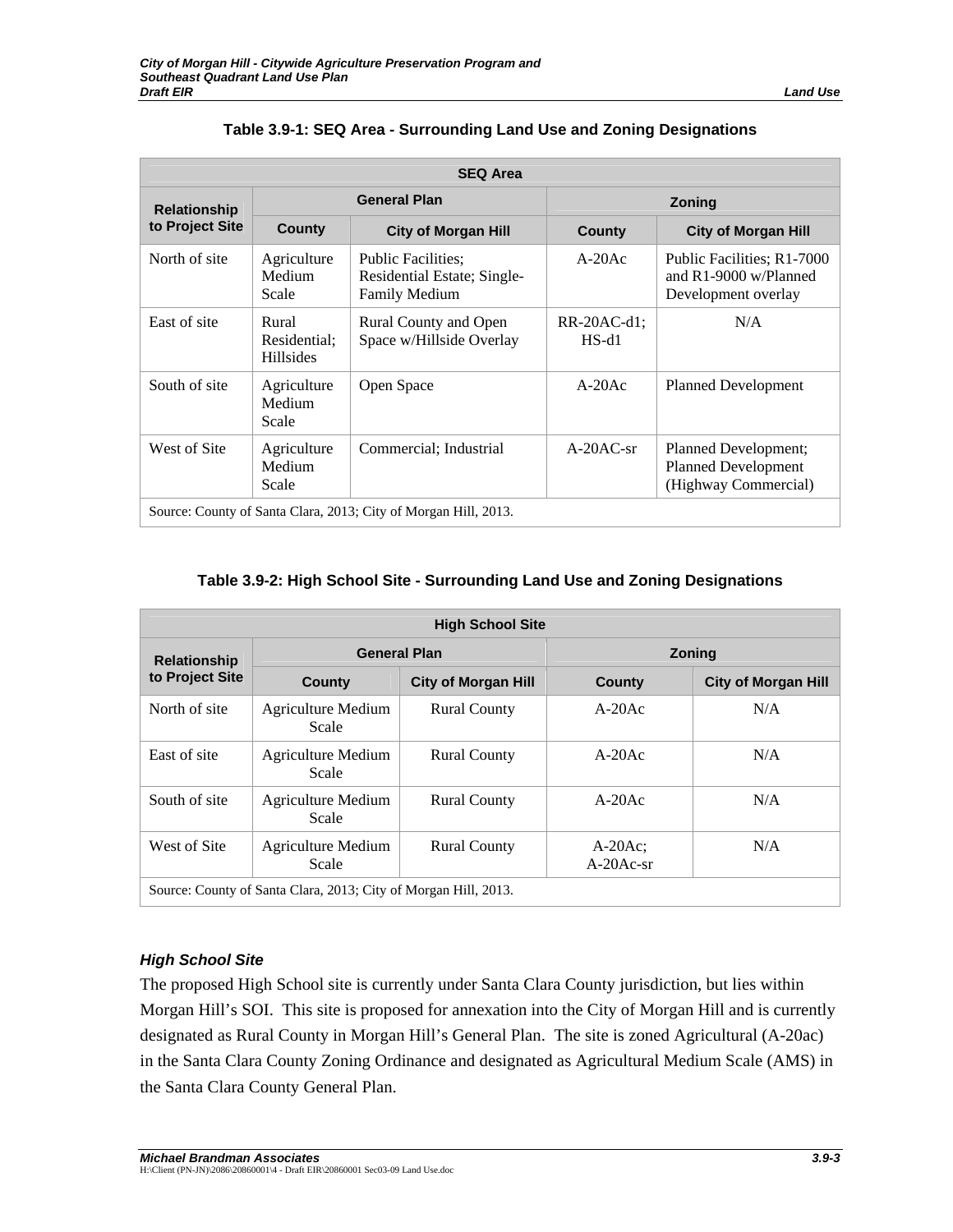**Table 3.9-1: SEQ Area - Surrounding Land Use and Zoning Designations**

| SEQ Area | | | | |
|---|---|---|---|---|
| Relationship to Project Site | General Plan | | Zoning | |
| | County | City of Morgan Hill | County | City of Morgan Hill |
| North of site | Agriculture Medium Scale | Public Facilities; Residential Estate; Single-Family Medium | A-20Ac | Public Facilities; R1-7000 and R1-9000 w/Planned Development overlay |
| East of site | Rural Residential; Hillsides | Rural County and Open Space w/Hillside Overlay | RR-20AC-d1; HS-d1 | N/A |
| South of site | Agriculture Medium Scale | Open Space | A-20Ac | Planned Development |
| West of Site | Agriculture Medium Scale | Commercial; Industrial | A-20AC-sr | Planned Development; Planned Development (Highway Commercial) |
| Source: County of Santa Clara, 2013; City of Morgan Hill, 2013. | | | | |

**Table 3.9-2: High School Site - Surrounding Land Use and Zoning Designations**

| High School Site | | | | |
|---|---|---|---|---|
| Relationship to Project Site | General Plan | | Zoning | |
| | County | City of Morgan Hill | County | City of Morgan Hill |
| North of site | Agriculture Medium Scale | Rural County | A-20Ac | N/A |
| East of site | Agriculture Medium Scale | Rural County | A-20Ac | N/A |
| South of site | Agriculture Medium Scale | Rural County | A-20Ac | N/A |
| West of Site | Agriculture Medium Scale | Rural County | A-20Ac; A-20Ac-sr | N/A |
| Source: County of Santa Clara, 2013; City of Morgan Hill, 2013. | | | | |

### *High School Site*

The proposed High School site is currently under Santa Clara County jurisdiction, but lies within Morgan Hill's SOI. This site is proposed for annexation into the City of Morgan Hill and is currently designated as Rural County in Morgan Hill's General Plan. The site is zoned Agricultural (A-20ac) in the Santa Clara County Zoning Ordinance and designated as Agricultural Medium Scale (AMS) in the Santa Clara County General Plan.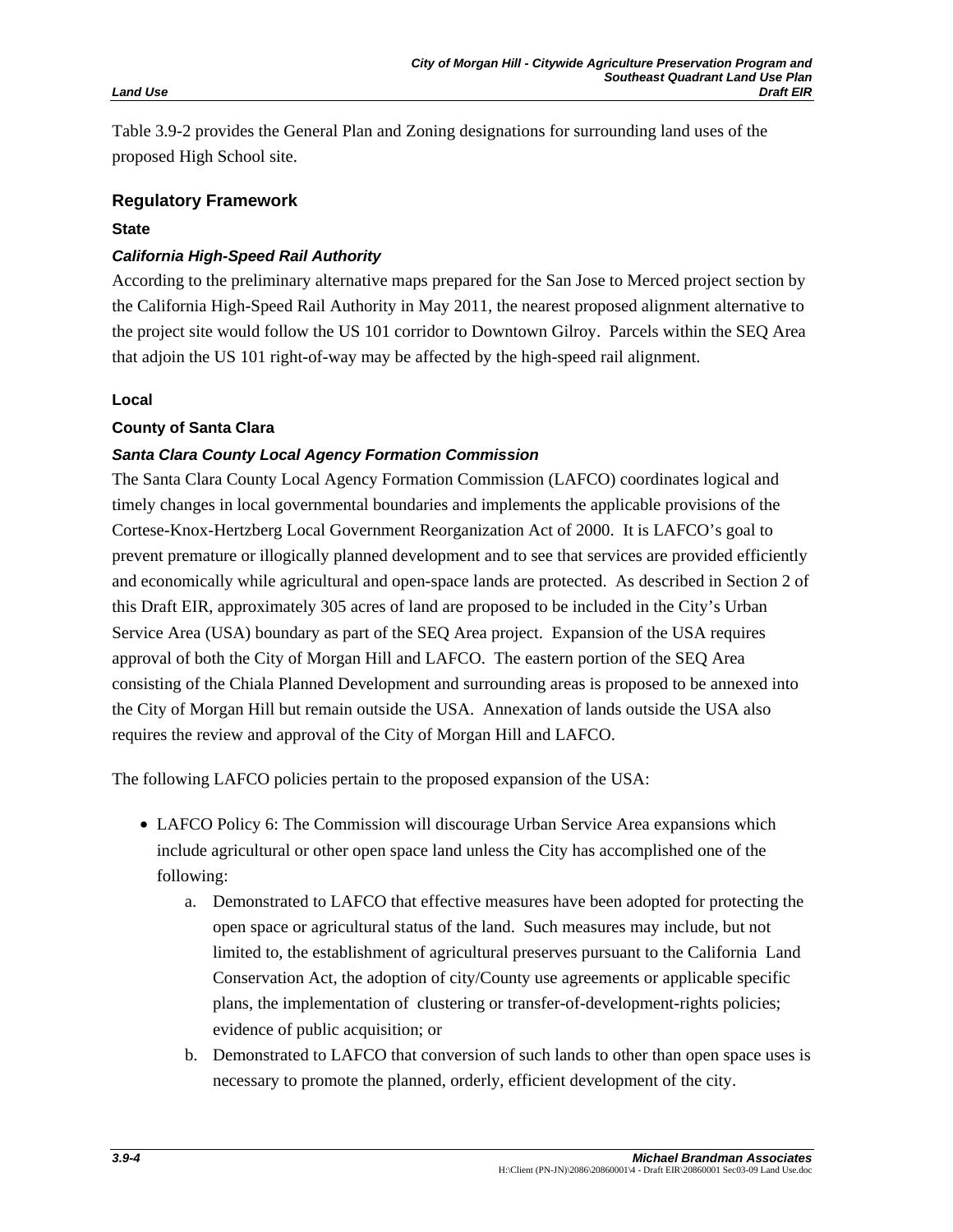Table 3.9-2 provides the General Plan and Zoning designations for surrounding land uses of the proposed High School site.

## Regulatory Framework

### State

#### *California High-Speed Rail Authority*

According to the preliminary alternative maps prepared for the San Jose to Merced project section by the California High-Speed Rail Authority in May 2011, the nearest proposed alignment alternative to the project site would follow the US 101 corridor to Downtown Gilroy. Parcels within the SEQ Area that adjoin the US 101 right-of-way may be affected by the high-speed rail alignment.

### Local

#### County of Santa Clara

#### *Santa Clara County Local Agency Formation Commission*

The Santa Clara County Local Agency Formation Commission (LAFCO) coordinates logical and timely changes in local governmental boundaries and implements the applicable provisions of the Cortese-Knox-Hertzberg Local Government Reorganization Act of 2000. It is LAFCO's goal to prevent premature or illogically planned development and to see that services are provided efficiently and economically while agricultural and open-space lands are protected. As described in Section 2 of this Draft EIR, approximately 305 acres of land are proposed to be included in the City's Urban Service Area (USA) boundary as part of the SEQ Area project. Expansion of the USA requires approval of both the City of Morgan Hill and LAFCO. The eastern portion of the SEQ Area consisting of the Chiala Planned Development and surrounding areas is proposed to be annexed into the City of Morgan Hill but remain outside the USA. Annexation of lands outside the USA also requires the review and approval of the City of Morgan Hill and LAFCO.

The following LAFCO policies pertain to the proposed expansion of the USA:

- LAFCO Policy 6: The Commission will discourage Urban Service Area expansions which include agricultural or other open space land unless the City has accomplished one of the following:
    a. Demonstrated to LAFCO that effective measures have been adopted for protecting the open space or agricultural status of the land. Such measures may include, but not limited to, the establishment of agricultural preserves pursuant to the California Land Conservation Act, the adoption of city/County use agreements or applicable specific plans, the implementation of clustering or transfer-of-development-rights policies; evidence of public acquisition; or
    b. Demonstrated to LAFCO that conversion of such lands to other than open space uses is necessary to promote the planned, orderly, efficient development of the city.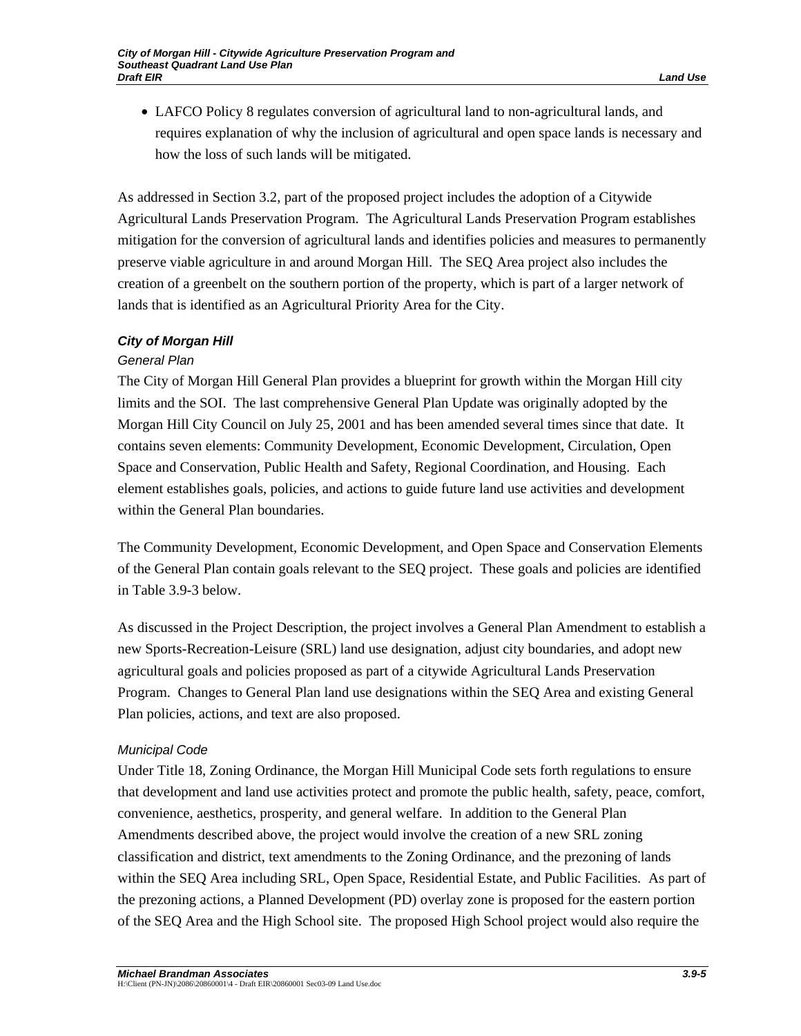- LAFCO Policy 8 regulates conversion of agricultural land to non-agricultural lands, and requires explanation of why the inclusion of agricultural and open space lands is necessary and how the loss of such lands will be mitigated.

As addressed in Section 3.2, part of the proposed project includes the adoption of a Citywide Agricultural Lands Preservation Program. The Agricultural Lands Preservation Program establishes mitigation for the conversion of agricultural lands and identifies policies and measures to permanently preserve viable agriculture in and around Morgan Hill. The SEQ Area project also includes the creation of a greenbelt on the southern portion of the property, which is part of a larger network of lands that is identified as an Agricultural Priority Area for the City.

***City of Morgan Hill***

*General Plan*

The City of Morgan Hill General Plan provides a blueprint for growth within the Morgan Hill city limits and the SOI. The last comprehensive General Plan Update was originally adopted by the Morgan Hill City Council on July 25, 2001 and has been amended several times since that date. It contains seven elements: Community Development, Economic Development, Circulation, Open Space and Conservation, Public Health and Safety, Regional Coordination, and Housing. Each element establishes goals, policies, and actions to guide future land use activities and development within the General Plan boundaries.

The Community Development, Economic Development, and Open Space and Conservation Elements of the General Plan contain goals relevant to the SEQ project. These goals and policies are identified in Table 3.9-3 below.

As discussed in the Project Description, the project involves a General Plan Amendment to establish a new Sports-Recreation-Leisure (SRL) land use designation, adjust city boundaries, and adopt new agricultural goals and policies proposed as part of a citywide Agricultural Lands Preservation Program. Changes to General Plan land use designations within the SEQ Area and existing General Plan policies, actions, and text are also proposed.

*Municipal Code*

Under Title 18, Zoning Ordinance, the Morgan Hill Municipal Code sets forth regulations to ensure that development and land use activities protect and promote the public health, safety, peace, comfort, convenience, aesthetics, prosperity, and general welfare. In addition to the General Plan Amendments described above, the project would involve the creation of a new SRL zoning classification and district, text amendments to the Zoning Ordinance, and the prezoning of lands within the SEQ Area including SRL, Open Space, Residential Estate, and Public Facilities. As part of the prezoning actions, a Planned Development (PD) overlay zone is proposed for the eastern portion of the SEQ Area and the High School site. The proposed High School project would also require the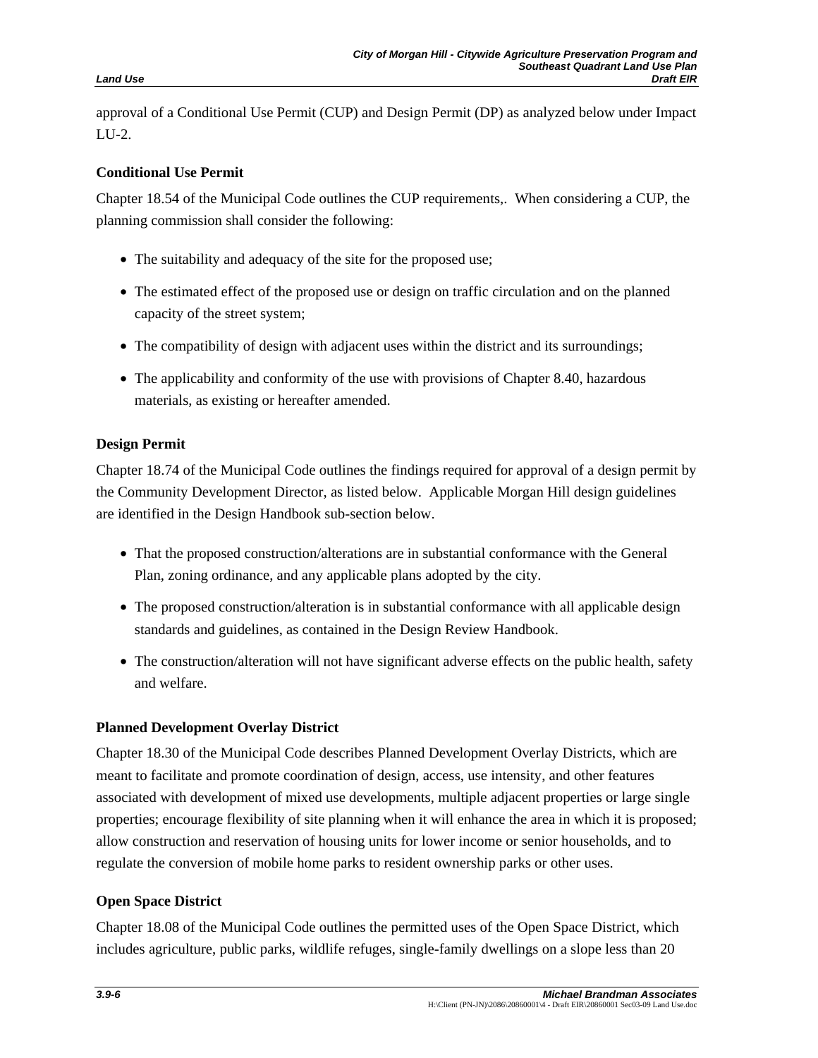approval of a Conditional Use Permit (CUP) and Design Permit (DP) as analyzed below under Impact LU-2.

### Conditional Use Permit

Chapter 18.54 of the Municipal Code outlines the CUP requirements,. When considering a CUP, the planning commission shall consider the following:

- The suitability and adequacy of the site for the proposed use;
- The estimated effect of the proposed use or design on traffic circulation and on the planned capacity of the street system;
- The compatibility of design with adjacent uses within the district and its surroundings;
- The applicability and conformity of the use with provisions of Chapter 8.40, hazardous materials, as existing or hereafter amended.

### Design Permit

Chapter 18.74 of the Municipal Code outlines the findings required for approval of a design permit by the Community Development Director, as listed below. Applicable Morgan Hill design guidelines are identified in the Design Handbook sub-section below.

- That the proposed construction/alterations are in substantial conformance with the General Plan, zoning ordinance, and any applicable plans adopted by the city.
- The proposed construction/alteration is in substantial conformance with all applicable design standards and guidelines, as contained in the Design Review Handbook.
- The construction/alteration will not have significant adverse effects on the public health, safety and welfare.

### Planned Development Overlay District

Chapter 18.30 of the Municipal Code describes Planned Development Overlay Districts, which are meant to facilitate and promote coordination of design, access, use intensity, and other features associated with development of mixed use developments, multiple adjacent properties or large single properties; encourage flexibility of site planning when it will enhance the area in which it is proposed; allow construction and reservation of housing units for lower income or senior households, and to regulate the conversion of mobile home parks to resident ownership parks or other uses.

### Open Space District

Chapter 18.08 of the Municipal Code outlines the permitted uses of the Open Space District, which includes agriculture, public parks, wildlife refuges, single-family dwellings on a slope less than 20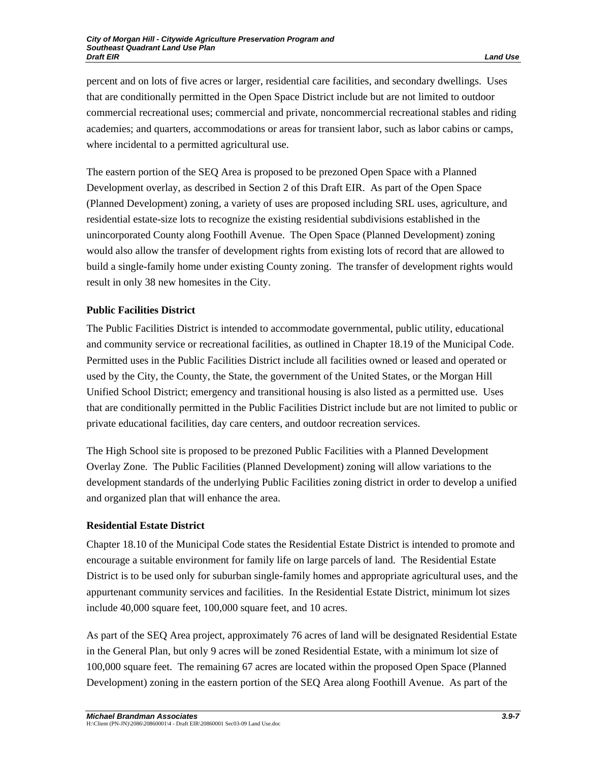percent and on lots of five acres or larger, residential care facilities, and secondary dwellings. Uses that are conditionally permitted in the Open Space District include but are not limited to outdoor commercial recreational uses; commercial and private, noncommercial recreational stables and riding academies; and quarters, accommodations or areas for transient labor, such as labor cabins or camps, where incidental to a permitted agricultural use.

The eastern portion of the SEQ Area is proposed to be prezoned Open Space with a Planned Development overlay, as described in Section 2 of this Draft EIR. As part of the Open Space (Planned Development) zoning, a variety of uses are proposed including SRL uses, agriculture, and residential estate-size lots to recognize the existing residential subdivisions established in the unincorporated County along Foothill Avenue. The Open Space (Planned Development) zoning would also allow the transfer of development rights from existing lots of record that are allowed to build a single-family home under existing County zoning. The transfer of development rights would result in only 38 new homesites in the City.

### Public Facilities District

The Public Facilities District is intended to accommodate governmental, public utility, educational and community service or recreational facilities, as outlined in Chapter 18.19 of the Municipal Code. Permitted uses in the Public Facilities District include all facilities owned or leased and operated or used by the City, the County, the State, the government of the United States, or the Morgan Hill Unified School District; emergency and transitional housing is also listed as a permitted use. Uses that are conditionally permitted in the Public Facilities District include but are not limited to public or private educational facilities, day care centers, and outdoor recreation services.

The High School site is proposed to be prezoned Public Facilities with a Planned Development Overlay Zone. The Public Facilities (Planned Development) zoning will allow variations to the development standards of the underlying Public Facilities zoning district in order to develop a unified and organized plan that will enhance the area.

### Residential Estate District

Chapter 18.10 of the Municipal Code states the Residential Estate District is intended to promote and encourage a suitable environment for family life on large parcels of land. The Residential Estate District is to be used only for suburban single-family homes and appropriate agricultural uses, and the appurtenant community services and facilities. In the Residential Estate District, minimum lot sizes include 40,000 square feet, 100,000 square feet, and 10 acres.

As part of the SEQ Area project, approximately 76 acres of land will be designated Residential Estate in the General Plan, but only 9 acres will be zoned Residential Estate, with a minimum lot size of 100,000 square feet. The remaining 67 acres are located within the proposed Open Space (Planned Development) zoning in the eastern portion of the SEQ Area along Foothill Avenue. As part of the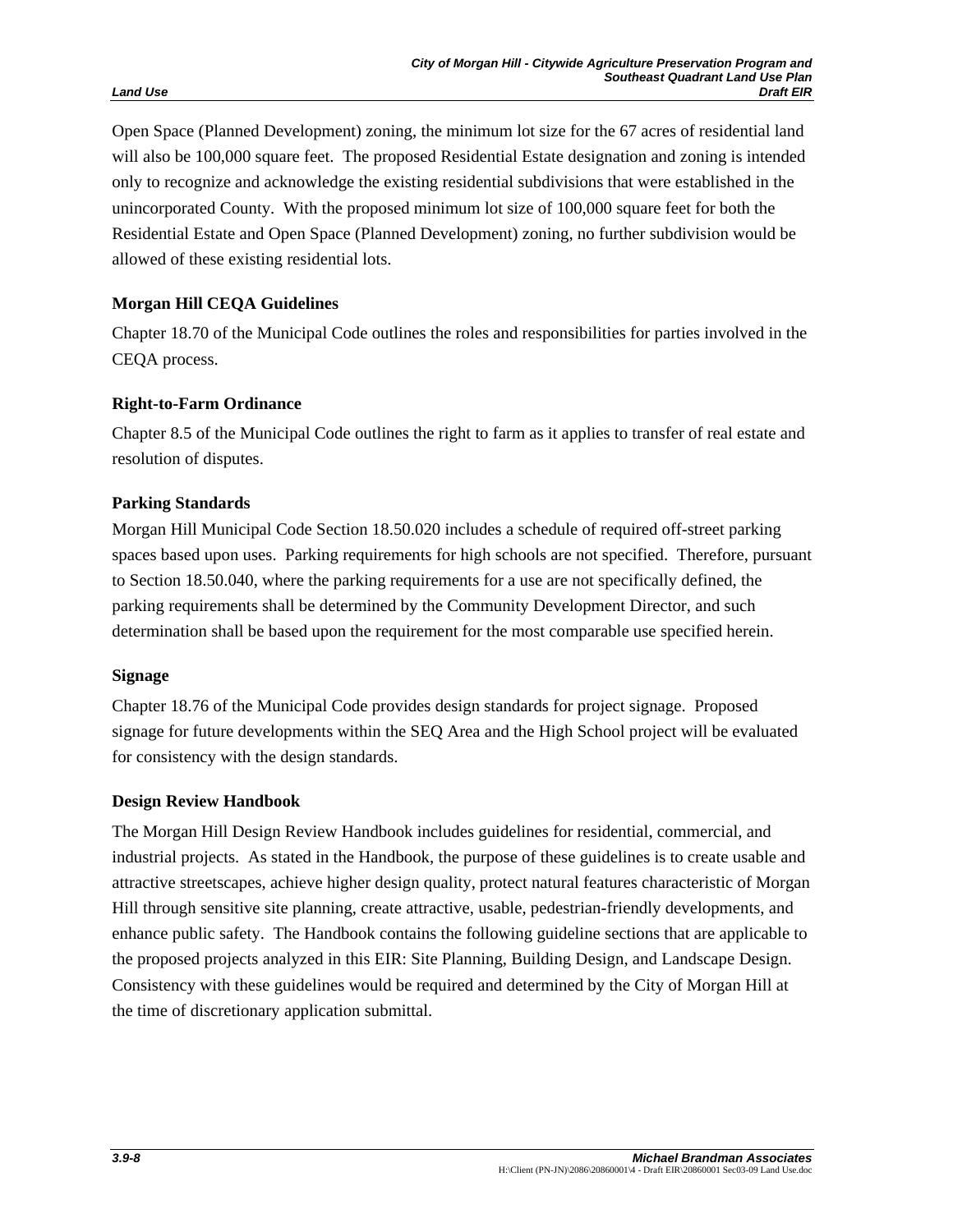Open Space (Planned Development) zoning, the minimum lot size for the 67 acres of residential land will also be 100,000 square feet. The proposed Residential Estate designation and zoning is intended only to recognize and acknowledge the existing residential subdivisions that were established in the unincorporated County. With the proposed minimum lot size of 100,000 square feet for both the Residential Estate and Open Space (Planned Development) zoning, no further subdivision would be allowed of these existing residential lots.

**Morgan Hill CEQA Guidelines**

Chapter 18.70 of the Municipal Code outlines the roles and responsibilities for parties involved in the CEQA process.

**Right-to-Farm Ordinance**

Chapter 8.5 of the Municipal Code outlines the right to farm as it applies to transfer of real estate and resolution of disputes.

**Parking Standards**

Morgan Hill Municipal Code Section 18.50.020 includes a schedule of required off-street parking spaces based upon uses. Parking requirements for high schools are not specified. Therefore, pursuant to Section 18.50.040, where the parking requirements for a use are not specifically defined, the parking requirements shall be determined by the Community Development Director, and such determination shall be based upon the requirement for the most comparable use specified herein.

**Signage**

Chapter 18.76 of the Municipal Code provides design standards for project signage. Proposed signage for future developments within the SEQ Area and the High School project will be evaluated for consistency with the design standards.

**Design Review Handbook**

The Morgan Hill Design Review Handbook includes guidelines for residential, commercial, and industrial projects. As stated in the Handbook, the purpose of these guidelines is to create usable and attractive streetscapes, achieve higher design quality, protect natural features characteristic of Morgan Hill through sensitive site planning, create attractive, usable, pedestrian-friendly developments, and enhance public safety. The Handbook contains the following guideline sections that are applicable to the proposed projects analyzed in this EIR: Site Planning, Building Design, and Landscape Design. Consistency with these guidelines would be required and determined by the City of Morgan Hill at the time of discretionary application submittal.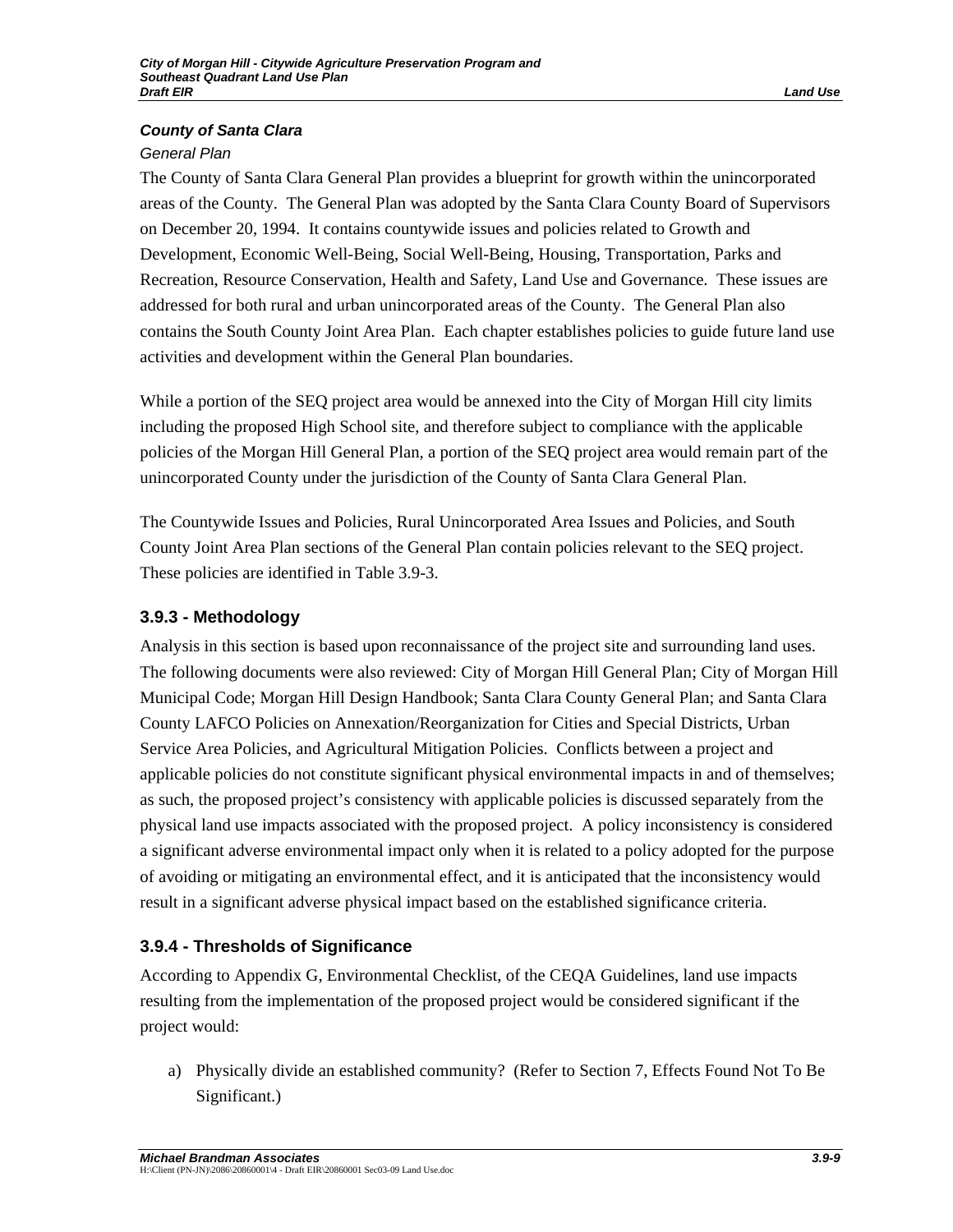### *County of Santa Clara*

*General Plan*

The County of Santa Clara General Plan provides a blueprint for growth within the unincorporated areas of the County. The General Plan was adopted by the Santa Clara County Board of Supervisors on December 20, 1994. It contains countywide issues and policies related to Growth and Development, Economic Well-Being, Social Well-Being, Housing, Transportation, Parks and Recreation, Resource Conservation, Health and Safety, Land Use and Governance. These issues are addressed for both rural and urban unincorporated areas of the County. The General Plan also contains the South County Joint Area Plan. Each chapter establishes policies to guide future land use activities and development within the General Plan boundaries.

While a portion of the SEQ project area would be annexed into the City of Morgan Hill city limits including the proposed High School site, and therefore subject to compliance with the applicable policies of the Morgan Hill General Plan, a portion of the SEQ project area would remain part of the unincorporated County under the jurisdiction of the County of Santa Clara General Plan.

The Countywide Issues and Policies, Rural Unincorporated Area Issues and Policies, and South County Joint Area Plan sections of the General Plan contain policies relevant to the SEQ project. These policies are identified in Table 3.9-3.

## 3.9.3 - Methodology

Analysis in this section is based upon reconnaissance of the project site and surrounding land uses. The following documents were also reviewed: City of Morgan Hill General Plan; City of Morgan Hill Municipal Code; Morgan Hill Design Handbook; Santa Clara County General Plan; and Santa Clara County LAFCO Policies on Annexation/Reorganization for Cities and Special Districts, Urban Service Area Policies, and Agricultural Mitigation Policies. Conflicts between a project and applicable policies do not constitute significant physical environmental impacts in and of themselves; as such, the proposed project's consistency with applicable policies is discussed separately from the physical land use impacts associated with the proposed project. A policy inconsistency is considered a significant adverse environmental impact only when it is related to a policy adopted for the purpose of avoiding or mitigating an environmental effect, and it is anticipated that the inconsistency would result in a significant adverse physical impact based on the established significance criteria.

## 3.9.4 - Thresholds of Significance

According to Appendix G, Environmental Checklist, of the CEQA Guidelines, land use impacts resulting from the implementation of the proposed project would be considered significant if the project would:

a) Physically divide an established community? (Refer to Section 7, Effects Found Not To Be Significant.)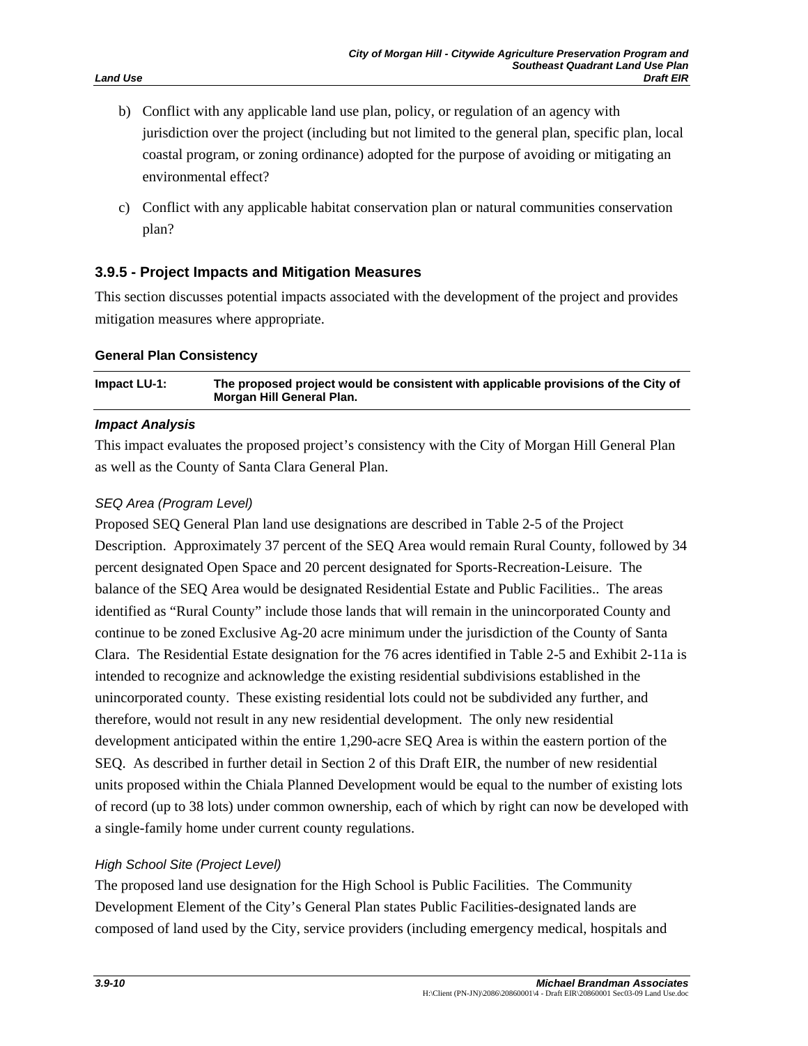b) Conflict with any applicable land use plan, policy, or regulation of an agency with jurisdiction over the project (including but not limited to the general plan, specific plan, local coastal program, or zoning ordinance) adopted for the purpose of avoiding or mitigating an environmental effect?

c) Conflict with any applicable habitat conservation plan or natural communities conservation plan?

### 3.9.5 - Project Impacts and Mitigation Measures

This section discusses potential impacts associated with the development of the project and provides mitigation measures where appropriate.

#### General Plan Consistency

| Impact LU-1: | The proposed project would be consistent with applicable provisions of the City of Morgan Hill General Plan. |
|---|---|

***Impact Analysis***

This impact evaluates the proposed project's consistency with the City of Morgan Hill General Plan as well as the County of Santa Clara General Plan.

*SEQ Area (Program Level)*

Proposed SEQ General Plan land use designations are described in Table 2-5 of the Project Description. Approximately 37 percent of the SEQ Area would remain Rural County, followed by 34 percent designated Open Space and 20 percent designated for Sports-Recreation-Leisure. The balance of the SEQ Area would be designated Residential Estate and Public Facilities.. The areas identified as "Rural County" include those lands that will remain in the unincorporated County and continue to be zoned Exclusive Ag-20 acre minimum under the jurisdiction of the County of Santa Clara. The Residential Estate designation for the 76 acres identified in Table 2-5 and Exhibit 2-11a is intended to recognize and acknowledge the existing residential subdivisions established in the unincorporated county. These existing residential lots could not be subdivided any further, and therefore, would not result in any new residential development. The only new residential development anticipated within the entire 1,290-acre SEQ Area is within the eastern portion of the SEQ. As described in further detail in Section 2 of this Draft EIR, the number of new residential units proposed within the Chiala Planned Development would be equal to the number of existing lots of record (up to 38 lots) under common ownership, each of which by right can now be developed with a single-family home under current county regulations.

*High School Site (Project Level)*

The proposed land use designation for the High School is Public Facilities. The Community Development Element of the City's General Plan states Public Facilities-designated lands are composed of land used by the City, service providers (including emergency medical, hospitals and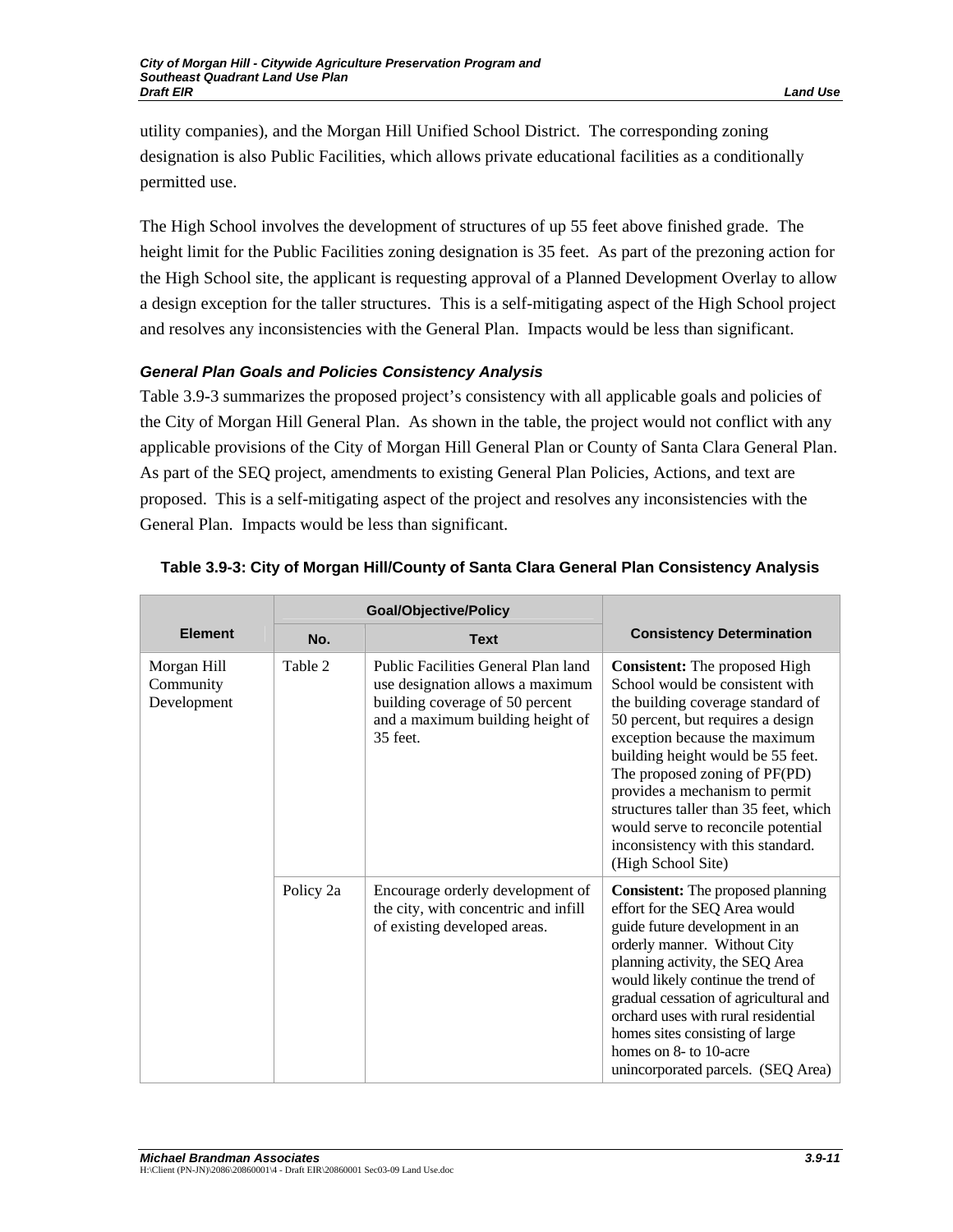utility companies), and the Morgan Hill Unified School District. The corresponding zoning designation is also Public Facilities, which allows private educational facilities as a conditionally permitted use.

The High School involves the development of structures of up 55 feet above finished grade. The height limit for the Public Facilities zoning designation is 35 feet. As part of the prezoning action for the High School site, the applicant is requesting approval of a Planned Development Overlay to allow a design exception for the taller structures. This is a self-mitigating aspect of the High School project and resolves any inconsistencies with the General Plan. Impacts would be less than significant.

#### *General Plan Goals and Policies Consistency Analysis*

Table 3.9-3 summarizes the proposed project's consistency with all applicable goals and policies of the City of Morgan Hill General Plan. As shown in the table, the project would not conflict with any applicable provisions of the City of Morgan Hill General Plan or County of Santa Clara General Plan. As part of the SEQ project, amendments to existing General Plan Policies, Actions, and text are proposed. This is a self-mitigating aspect of the project and resolves any inconsistencies with the General Plan. Impacts would be less than significant.

**Table 3.9-3: City of Morgan Hill/County of Santa Clara General Plan Consistency Analysis**

| Element | Goal/Objective/Policy | | Consistency Determination |
|---|---|---|---|
| | No. | Text | |
| Morgan Hill Community Development | Table 2 | Public Facilities General Plan land use designation allows a maximum building coverage of 50 percent and a maximum building height of 35 feet. | **Consistent:** The proposed High School would be consistent with the building coverage standard of 50 percent, but requires a design exception because the maximum building height would be 55 feet. The proposed zoning of PF(PD) provides a mechanism to permit structures taller than 35 feet, which would serve to reconcile potential inconsistency with this standard. (High School Site) |
| | Policy 2a | Encourage orderly development of the city, with concentric and infill of existing developed areas. | **Consistent:** The proposed planning effort for the SEQ Area would guide future development in an orderly manner. Without City planning activity, the SEQ Area would likely continue the trend of gradual cessation of agricultural and orchard uses with rural residential homes sites consisting of large homes on 8- to 10-acre unincorporated parcels. (SEQ Area) |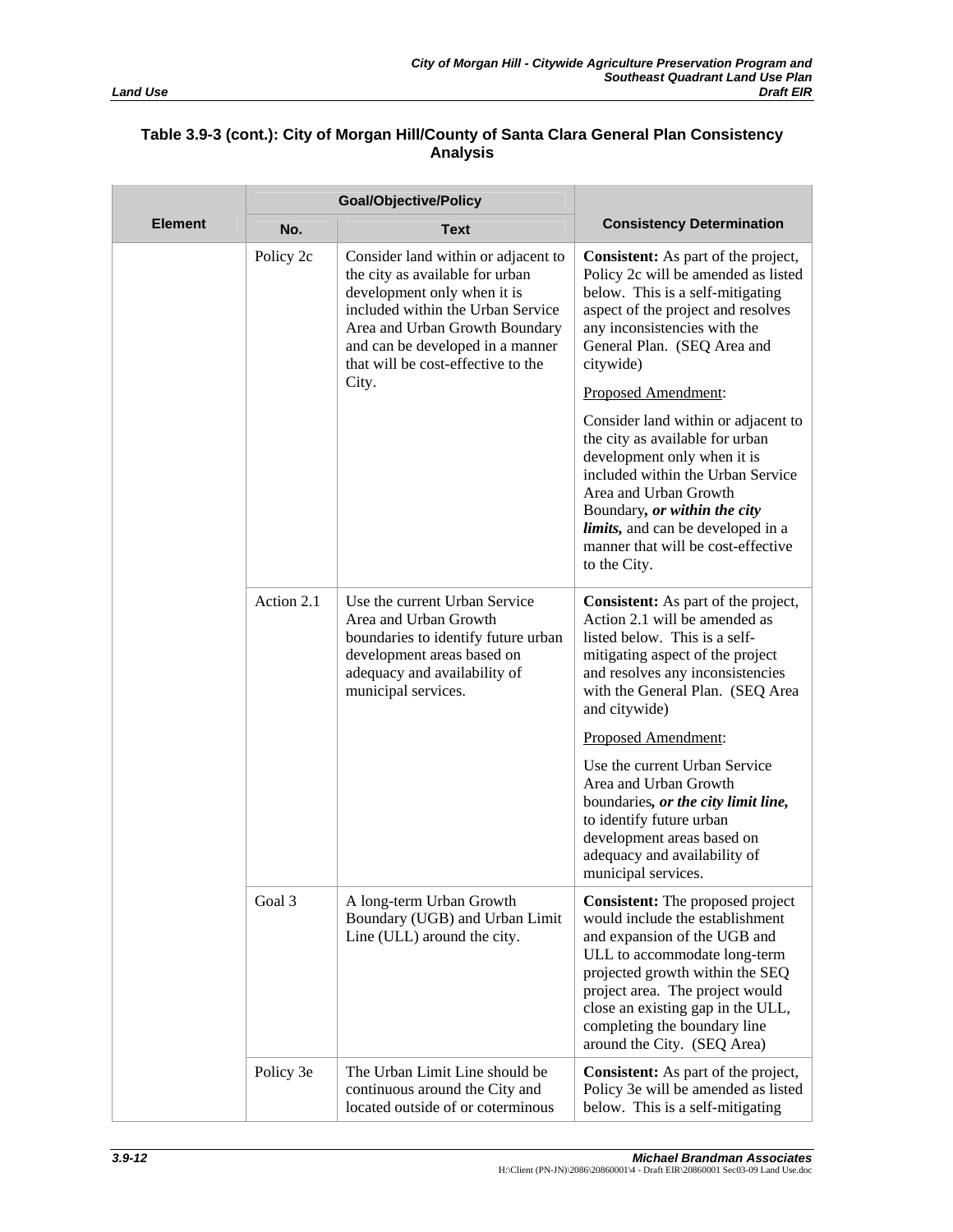**Table 3.9-3 (cont.): City of Morgan Hill/County of Santa Clara General Plan Consistency Analysis**

| Element | Goal/Objective/Policy | | Consistency Determination |
|---|---|---|---|
| | No. | Text | |
| | Policy 2c | Consider land within or adjacent to the city as available for urban development only when it is included within the Urban Service Area and Urban Growth Boundary and can be developed in a manner that will be cost-effective to the City. | **Consistent:** As part of the project, Policy 2c will be amended as listed below. This is a self-mitigating aspect of the project and resolves any inconsistencies with the General Plan. (SEQ Area and citywide)<br><br><u>Proposed Amendment</u>:<br><br>Consider land within or adjacent to the city as available for urban development only when it is included within the Urban Service Area and Urban Growth Boundary***, or within the city limits,*** and can be developed in a manner that will be cost-effective to the City. |
| | Action 2.1 | Use the current Urban Service Area and Urban Growth boundaries to identify future urban development areas based on adequacy and availability of municipal services. | **Consistent:** As part of the project, Action 2.1 will be amended as listed below. This is a self-mitigating aspect of the project and resolves any inconsistencies with the General Plan. (SEQ Area and citywide)<br><br><u>Proposed Amendment</u>:<br><br>Use the current Urban Service Area and Urban Growth boundaries***, or the city limit line,*** to identify future urban development areas based on adequacy and availability of municipal services. |
| | Goal 3 | A long-term Urban Growth Boundary (UGB) and Urban Limit Line (ULL) around the city. | **Consistent:** The proposed project would include the establishment and expansion of the UGB and ULL to accommodate long-term projected growth within the SEQ project area. The project would close an existing gap in the ULL, completing the boundary line around the City. (SEQ Area) |
| | Policy 3e | The Urban Limit Line should be continuous around the City and located outside of or coterminous | **Consistent:** As part of the project, Policy 3e will be amended as listed below. This is a self-mitigating |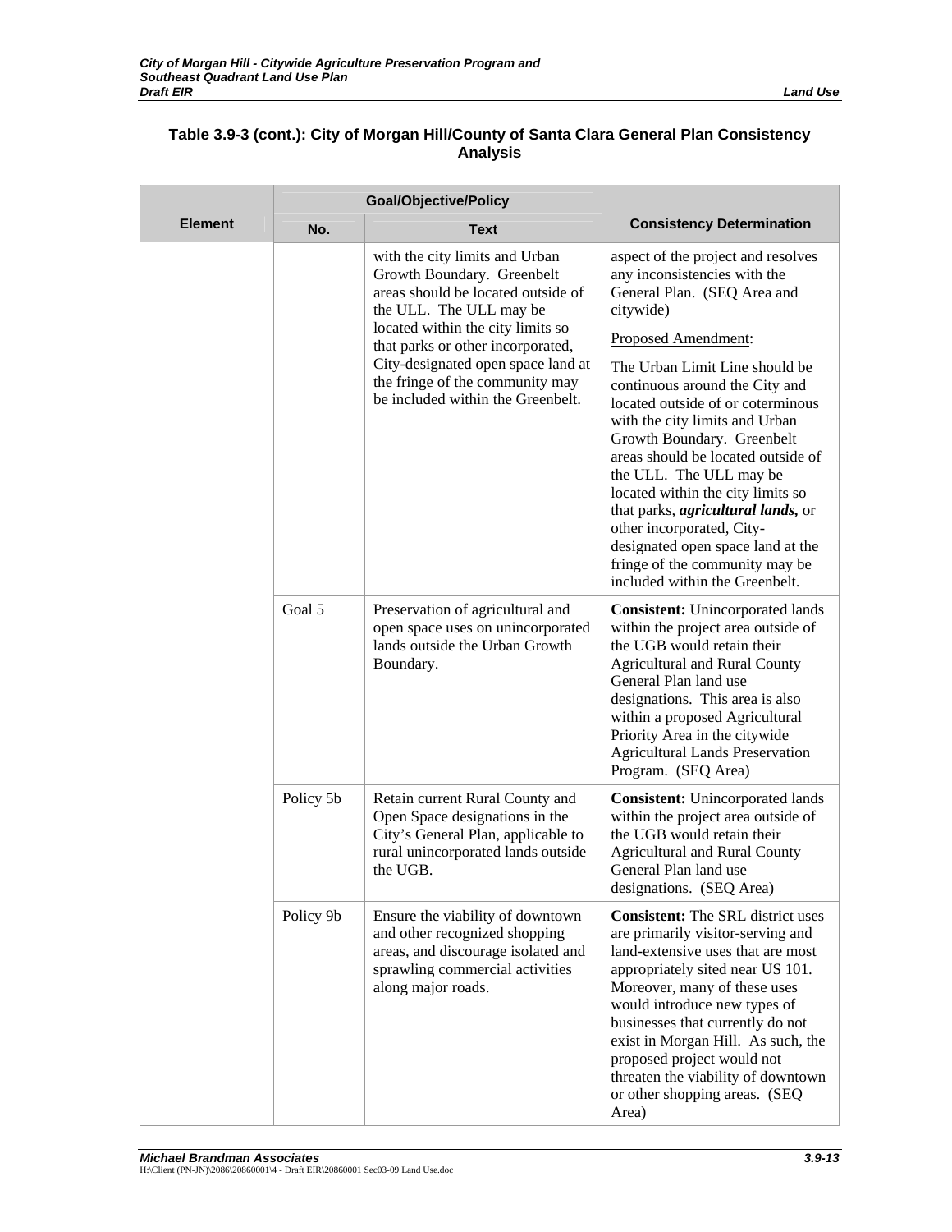**Table 3.9-3 (cont.): City of Morgan Hill/County of Santa Clara General Plan Consistency Analysis**

| Element | Goal/Objective/Policy | | Consistency Determination |
|---|---|---|---|
| | No. | Text | |
| | | with the city limits and Urban Growth Boundary. Greenbelt areas should be located outside of the ULL. The ULL may be located within the city limits so that parks or other incorporated, City-designated open space land at the fringe of the community may be included within the Greenbelt. | aspect of the project and resolves any inconsistencies with the General Plan. (SEQ Area and citywide)<br><br>Proposed Amendment:<br><br>The Urban Limit Line should be continuous around the City and located outside of or coterminous with the city limits and Urban Growth Boundary. Greenbelt areas should be located outside of the ULL. The ULL may be located within the city limits so that parks, ***agricultural lands,*** or other incorporated, City-designated open space land at the fringe of the community may be included within the Greenbelt. |
| | Goal 5 | Preservation of agricultural and open space uses on unincorporated lands outside the Urban Growth Boundary. | **Consistent:** Unincorporated lands within the project area outside of the UGB would retain their Agricultural and Rural County General Plan land use designations. This area is also within a proposed Agricultural Priority Area in the citywide Agricultural Lands Preservation Program. (SEQ Area) |
| | Policy 5b | Retain current Rural County and Open Space designations in the City's General Plan, applicable to rural unincorporated lands outside the UGB. | **Consistent:** Unincorporated lands within the project area outside of the UGB would retain their Agricultural and Rural County General Plan land use designations. (SEQ Area) |
| | Policy 9b | Ensure the viability of downtown and other recognized shopping areas, and discourage isolated and sprawling commercial activities along major roads. | **Consistent:** The SRL district uses are primarily visitor-serving and land-extensive uses that are most appropriately sited near US 101. Moreover, many of these uses would introduce new types of businesses that currently do not exist in Morgan Hill. As such, the proposed project would not threaten the viability of downtown or other shopping areas. (SEQ Area) |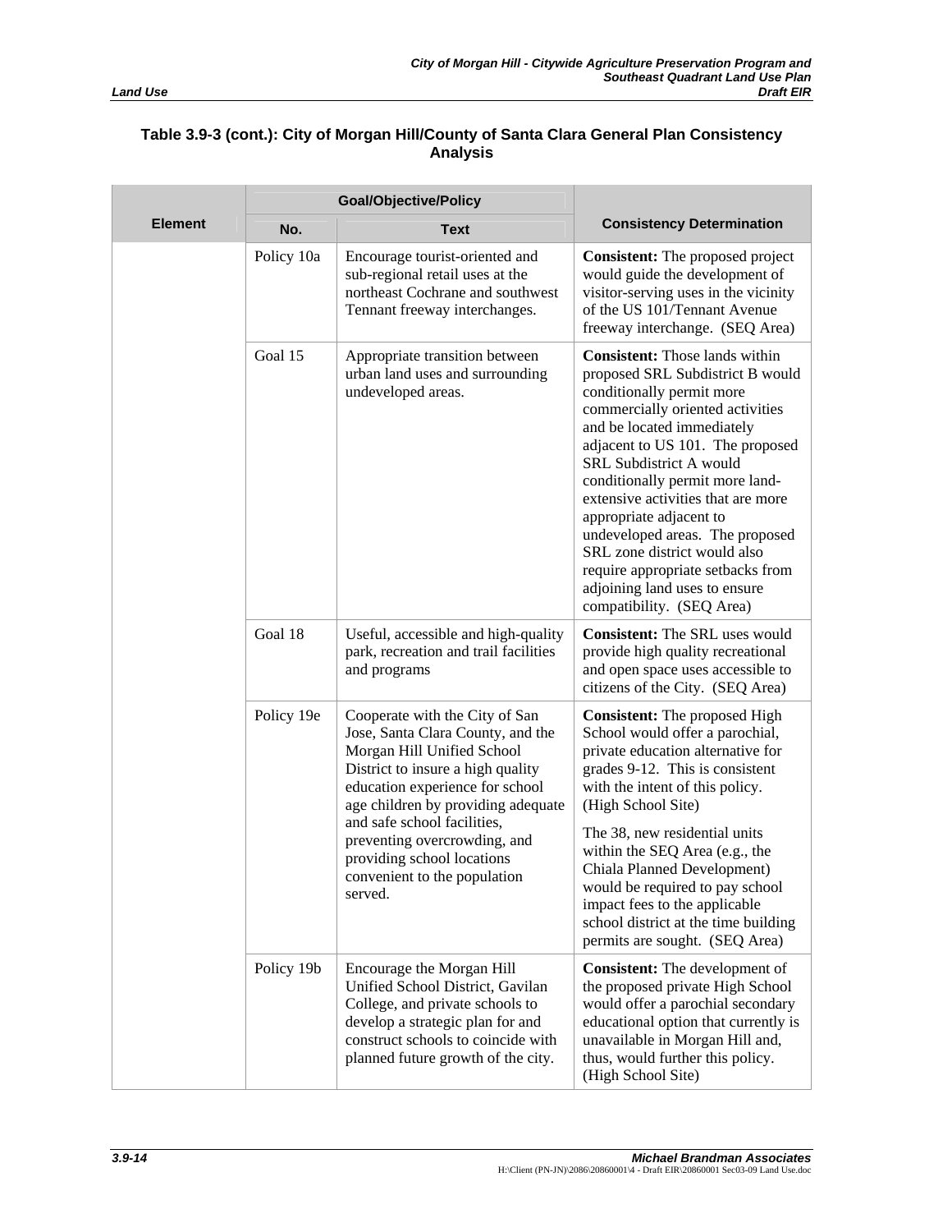### Table 3.9-3 (cont.): City of Morgan Hill/County of Santa Clara General Plan Consistency Analysis

| Element | Goal/Objective/Policy | | Consistency Determination |
|---|---|---|---|
| | No. | Text | |
| | Policy 10a | Encourage tourist-oriented and sub-regional retail uses at the northeast Cochrane and southwest Tennant freeway interchanges. | **Consistent:** The proposed project would guide the development of visitor-serving uses in the vicinity of the US 101/Tennant Avenue freeway interchange. (SEQ Area) |
| | Goal 15 | Appropriate transition between urban land uses and surrounding undeveloped areas. | **Consistent:** Those lands within proposed SRL Subdistrict B would conditionally permit more commercially oriented activities and be located immediately adjacent to US 101. The proposed SRL Subdistrict A would conditionally permit more land-extensive activities that are more appropriate adjacent to undeveloped areas. The proposed SRL zone district would also require appropriate setbacks from adjoining land uses to ensure compatibility. (SEQ Area) |
| | Goal 18 | Useful, accessible and high-quality park, recreation and trail facilities and programs | **Consistent:** The SRL uses would provide high quality recreational and open space uses accessible to citizens of the City. (SEQ Area) |
| | Policy 19e | Cooperate with the City of San Jose, Santa Clara County, and the Morgan Hill Unified School District to insure a high quality education experience for school age children by providing adequate and safe school facilities, preventing overcrowding, and providing school locations convenient to the population served. | **Consistent:** The proposed High School would offer a parochial, private education alternative for grades 9-12. This is consistent with the intent of this policy. (High School Site)<br><br>The 38, new residential units within the SEQ Area (e.g., the Chiala Planned Development) would be required to pay school impact fees to the applicable school district at the time building permits are sought. (SEQ Area) |
| | Policy 19b | Encourage the Morgan Hill Unified School District, Gavilan College, and private schools to develop a strategic plan for and construct schools to coincide with planned future growth of the city. | **Consistent:** The development of the proposed private High School would offer a parochial secondary educational option that currently is unavailable in Morgan Hill and, thus, would further this policy. (High School Site) |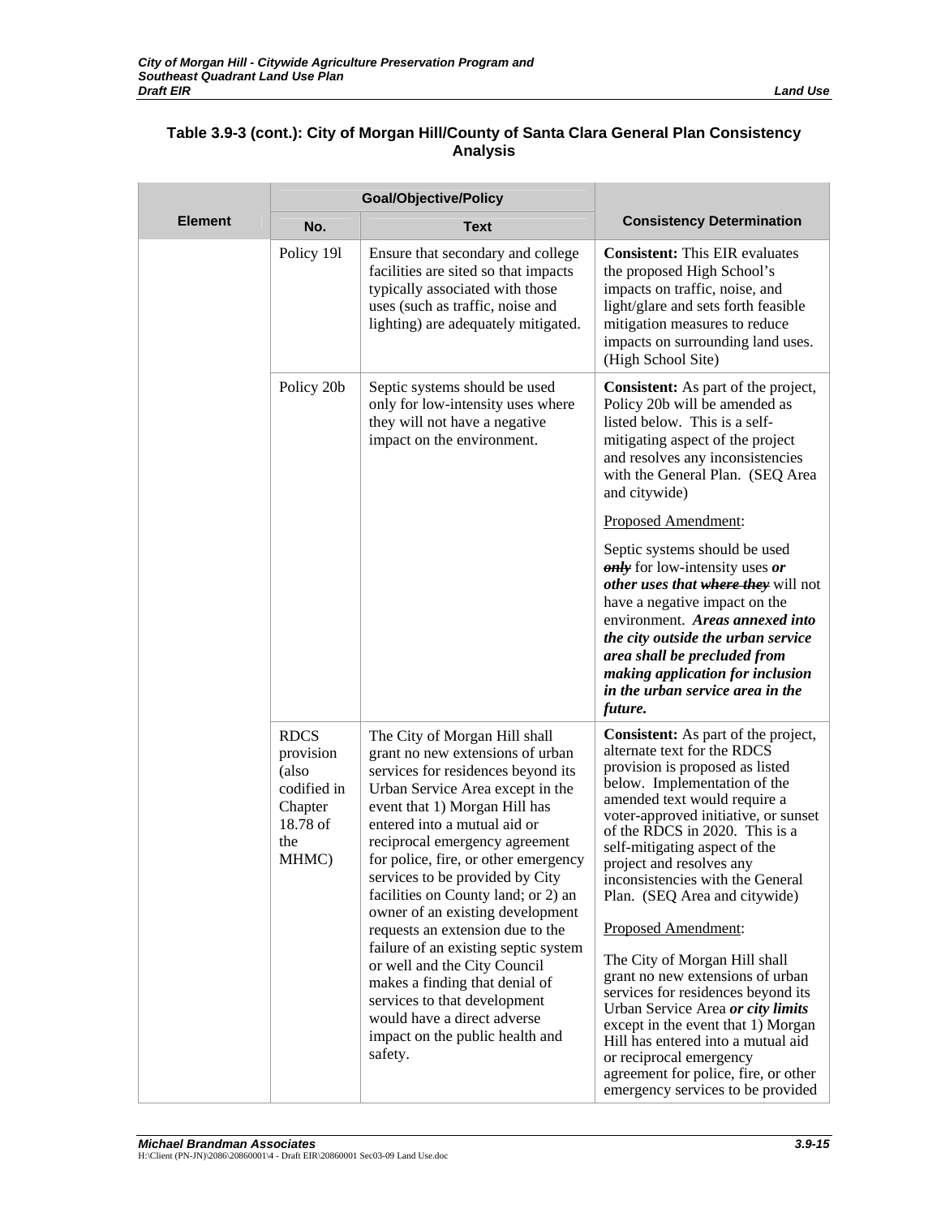### Table 3.9-3 (cont.): City of Morgan Hill/County of Santa Clara General Plan Consistency Analysis

| Element | Goal/Objective/Policy | | Consistency Determination |
|---|---|---|---|
| | **No.** | **Text** | |
| | Policy 19l | Ensure that secondary and college facilities are sited so that impacts typically associated with those uses (such as traffic, noise and lighting) are adequately mitigated. | **Consistent:** This EIR evaluates the proposed High School's impacts on traffic, noise, and light/glare and sets forth feasible mitigation measures to reduce impacts on surrounding land uses. (High School Site) |
| | Policy 20b | Septic systems should be used only for low-intensity uses where they will not have a negative impact on the environment. | **Consistent:** As part of the project, Policy 20b will be amended as listed below. This is a self-mitigating aspect of the project and resolves any inconsistencies with the General Plan. (SEQ Area and citywide)<br><br>Proposed Amendment:<br><br>Septic systems should be used ~~***only***~~ for low-intensity uses ***or other uses that*** ~~***where they***~~ will not have a negative impact on the environment. ***Areas annexed into the city outside the urban service area shall be precluded from making application for inclusion in the urban service area in the future.*** |
| | RDCS provision (also codified in Chapter 18.78 of the MHMC) | The City of Morgan Hill shall grant no new extensions of urban services for residences beyond its Urban Service Area except in the event that 1) Morgan Hill has entered into a mutual aid or reciprocal emergency agreement for police, fire, or other emergency services to be provided by City facilities on County land; or 2) an owner of an existing development requests an extension due to the failure of an existing septic system or well and the City Council makes a finding that denial of services to that development would have a direct adverse impact on the public health and safety. | **Consistent:** As part of the project, alternate text for the RDCS provision is proposed as listed below. Implementation of the amended text would require a voter-approved initiative, or sunset of the RDCS in 2020. This is a self-mitigating aspect of the project and resolves any inconsistencies with the General Plan. (SEQ Area and citywide)<br><br>Proposed Amendment:<br><br>The City of Morgan Hill shall grant no new extensions of urban services for residences beyond its Urban Service Area ***or city limits*** except in the event that 1) Morgan Hill has entered into a mutual aid or reciprocal emergency agreement for police, fire, or other emergency services to be provided |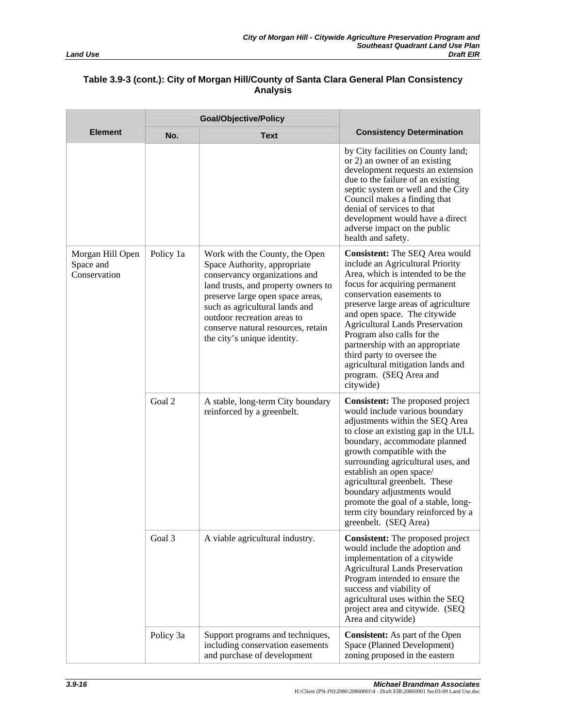### Table 3.9-3 (cont.): City of Morgan Hill/County of Santa Clara General Plan Consistency Analysis

| Element | Goal/Objective/Policy | | Consistency Determination |
|---|---|---|---|
| | No. | Text | |
| | | | by City facilities on County land; or 2) an owner of an existing development requests an extension due to the failure of an existing septic system or well and the City Council makes a finding that denial of services to that development would have a direct adverse impact on the public health and safety. |
| Morgan Hill Open Space and Conservation | Policy 1a | Work with the County, the Open Space Authority, appropriate conservancy organizations and land trusts, and property owners to preserve large open space areas, such as agricultural lands and outdoor recreation areas to conserve natural resources, retain the city's unique identity. | **Consistent:** The SEQ Area would include an Agricultural Priority Area, which is intended to be the focus for acquiring permanent conservation easements to preserve large areas of agriculture and open space. The citywide Agricultural Lands Preservation Program also calls for the partnership with an appropriate third party to oversee the agricultural mitigation lands and program. (SEQ Area and citywide) |
| | Goal 2 | A stable, long-term City boundary reinforced by a greenbelt. | **Consistent:** The proposed project would include various boundary adjustments within the SEQ Area to close an existing gap in the ULL boundary, accommodate planned growth compatible with the surrounding agricultural uses, and establish an open space/ agricultural greenbelt. These boundary adjustments would promote the goal of a stable, long-term city boundary reinforced by a greenbelt. (SEQ Area) |
| | Goal 3 | A viable agricultural industry. | **Consistent:** The proposed project would include the adoption and implementation of a citywide Agricultural Lands Preservation Program intended to ensure the success and viability of agricultural uses within the SEQ project area and citywide. (SEQ Area and citywide) |
| | Policy 3a | Support programs and techniques, including conservation easements and purchase of development | **Consistent:** As part of the Open Space (Planned Development) zoning proposed in the eastern |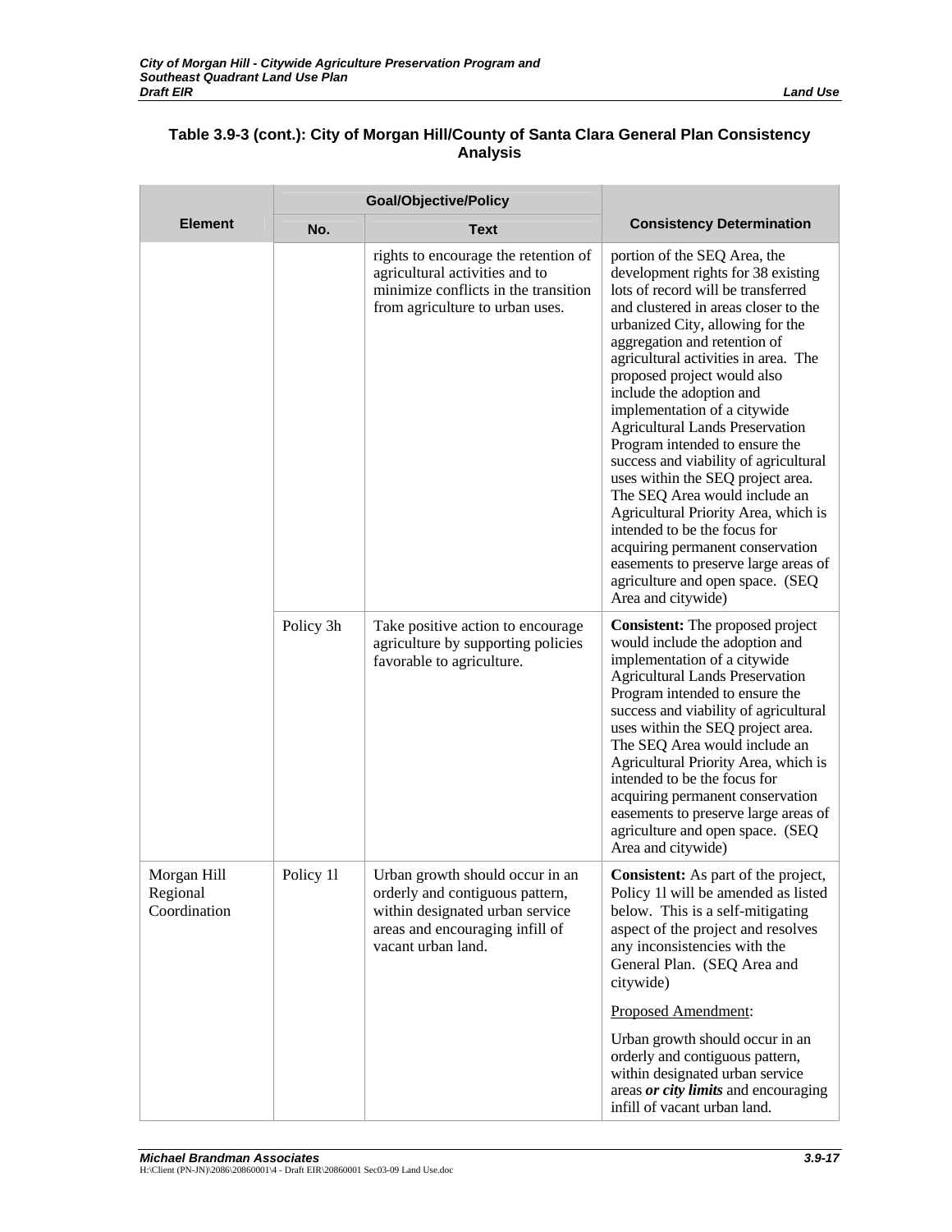**Table 3.9-3 (cont.): City of Morgan Hill/County of Santa Clara General Plan Consistency Analysis**

| Element | Goal/Objective/Policy | | Consistency Determination |
|---|---|---|---|
| | No. | Text | |
| | | rights to encourage the retention of agricultural activities and to minimize conflicts in the transition from agriculture to urban uses. | portion of the SEQ Area, the development rights for 38 existing lots of record will be transferred and clustered in areas closer to the urbanized City, allowing for the aggregation and retention of agricultural activities in area. The proposed project would also include the adoption and implementation of a citywide Agricultural Lands Preservation Program intended to ensure the success and viability of agricultural uses within the SEQ project area. The SEQ Area would include an Agricultural Priority Area, which is intended to be the focus for acquiring permanent conservation easements to preserve large areas of agriculture and open space. (SEQ Area and citywide) |
| | Policy 3h | Take positive action to encourage agriculture by supporting policies favorable to agriculture. | **Consistent:** The proposed project would include the adoption and implementation of a citywide Agricultural Lands Preservation Program intended to ensure the success and viability of agricultural uses within the SEQ project area. The SEQ Area would include an Agricultural Priority Area, which is intended to be the focus for acquiring permanent conservation easements to preserve large areas of agriculture and open space. (SEQ Area and citywide) |
| Morgan Hill Regional Coordination | Policy 1l | Urban growth should occur in an orderly and contiguous pattern, within designated urban service areas and encouraging infill of vacant urban land. | **Consistent:** As part of the project, Policy 1l will be amended as listed below. This is a self-mitigating aspect of the project and resolves any inconsistencies with the General Plan. (SEQ Area and citywide)<br><br>Proposed Amendment:<br><br>Urban growth should occur in an orderly and contiguous pattern, within designated urban service areas ***or city limits*** and encouraging infill of vacant urban land. |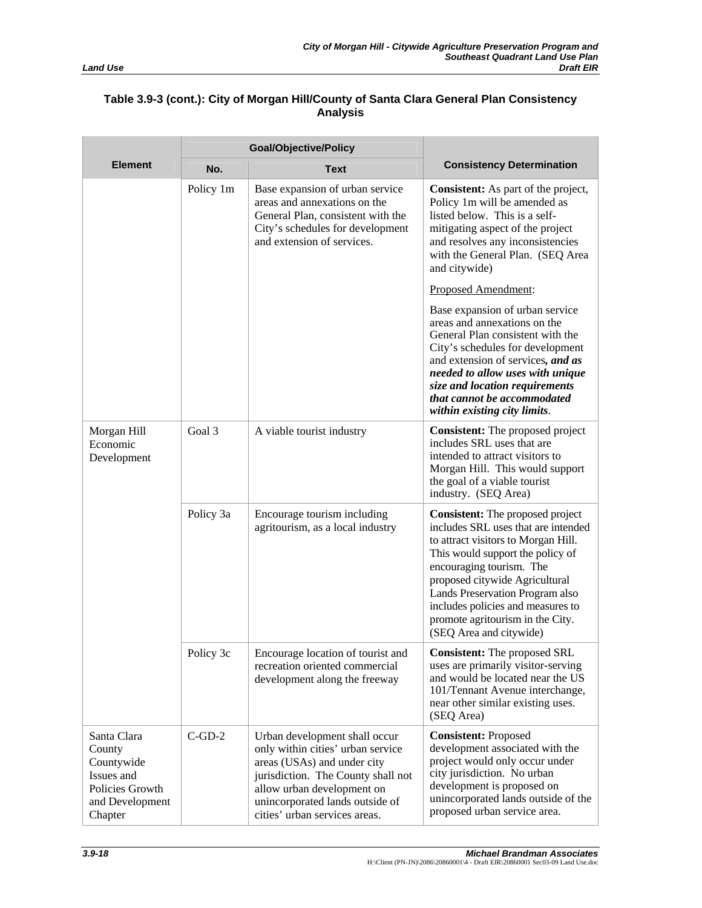### Table 3.9-3 (cont.): City of Morgan Hill/County of Santa Clara General Plan Consistency Analysis

| Element | Goal/Objective/Policy | | Consistency Determination |
|---|---|---|---|
| | No. | Text | |
| | Policy 1m | Base expansion of urban service areas and annexations on the General Plan, consistent with the City's schedules for development and extension of services. | **Consistent:** As part of the project, Policy 1m will be amended as listed below. This is a self-mitigating aspect of the project and resolves any inconsistencies with the General Plan. (SEQ Area and citywide)<br><br>Proposed Amendment:<br><br>Base expansion of urban service areas and annexations on the General Plan consistent with the City's schedules for development and extension of services***, and as needed to allow uses with unique size and location requirements that cannot be accommodated within existing city limits***. |
| Morgan Hill Economic Development | Goal 3 | A viable tourist industry | **Consistent:** The proposed project includes SRL uses that are intended to attract visitors to Morgan Hill. This would support the goal of a viable tourist industry. (SEQ Area) |
| | Policy 3a | Encourage tourism including agritourism, as a local industry | **Consistent:** The proposed project includes SRL uses that are intended to attract visitors to Morgan Hill. This would support the policy of encouraging tourism. The proposed citywide Agricultural Lands Preservation Program also includes policies and measures to promote agritourism in the City. (SEQ Area and citywide) |
| | Policy 3c | Encourage location of tourist and recreation oriented commercial development along the freeway | **Consistent:** The proposed SRL uses are primarily visitor-serving and would be located near the US 101/Tennant Avenue interchange, near other similar existing uses. (SEQ Area) |
| Santa Clara County Countywide Issues and Policies Growth and Development Chapter | C-GD-2 | Urban development shall occur only within cities' urban service areas (USAs) and under city jurisdiction. The County shall not allow urban development on unincorporated lands outside of cities' urban services areas. | **Consistent:** Proposed development associated with the project would only occur under city jurisdiction. No urban development is proposed on unincorporated lands outside of the proposed urban service area. |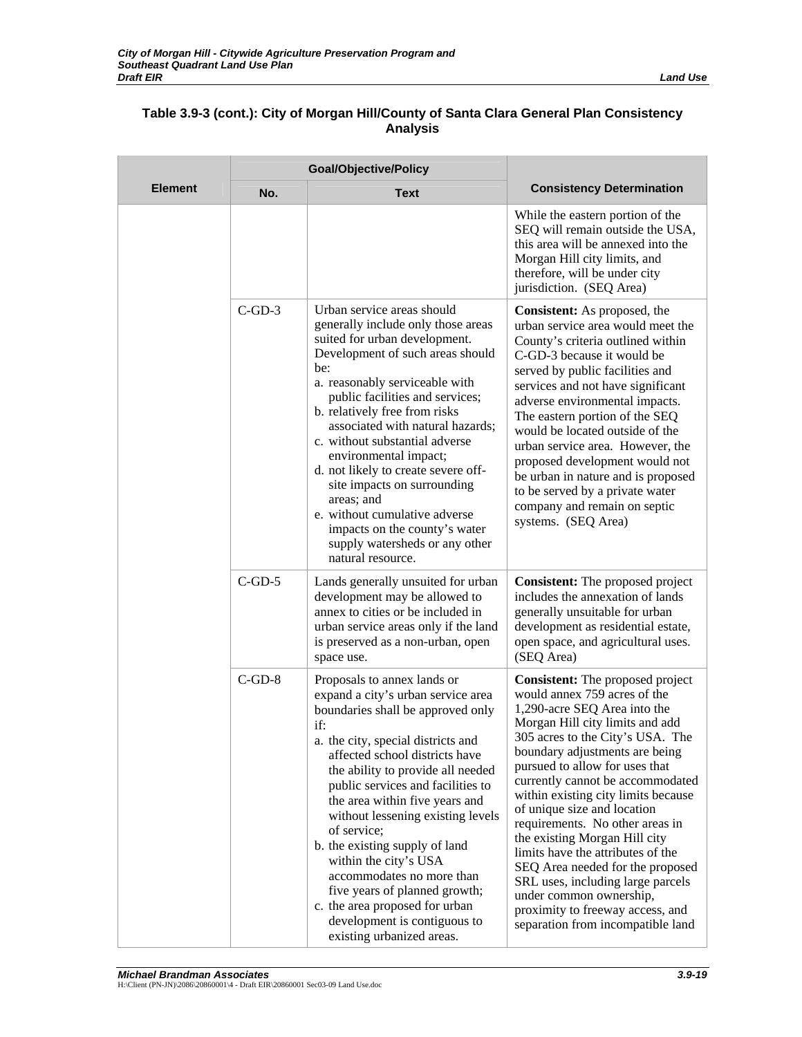**Table 3.9-3 (cont.): City of Morgan Hill/County of Santa Clara General Plan Consistency Analysis**

| Element | Goal/Objective/Policy | | Consistency Determination |
|---|---|---|---|
| | No. | Text | |
| | | | While the eastern portion of the SEQ will remain outside the USA, this area will be annexed into the Morgan Hill city limits, and therefore, will be under city jurisdiction. (SEQ Area) |
| | C-GD-3 | Urban service areas should generally include only those areas suited for urban development. Development of such areas should be: a. reasonably serviceable with public facilities and services; b. relatively free from risks associated with natural hazards; c. without substantial adverse environmental impact; d. not likely to create severe off-site impacts on surrounding areas; and e. without cumulative adverse impacts on the county's water supply watersheds or any other natural resource. | **Consistent:** As proposed, the urban service area would meet the County's criteria outlined within C-GD-3 because it would be served by public facilities and services and not have significant adverse environmental impacts. The eastern portion of the SEQ would be located outside of the urban service area. However, the proposed development would not be urban in nature and is proposed to be served by a private water company and remain on septic systems. (SEQ Area) |
| | C-GD-5 | Lands generally unsuited for urban development may be allowed to annex to cities or be included in urban service areas only if the land is preserved as a non-urban, open space use. | **Consistent:** The proposed project includes the annexation of lands generally unsuitable for urban development as residential estate, open space, and agricultural uses. (SEQ Area) |
| | C-GD-8 | Proposals to annex lands or expand a city's urban service area boundaries shall be approved only if: a. the city, special districts and affected school districts have the ability to provide all needed public services and facilities to the area within five years and without lessening existing levels of service; b. the existing supply of land within the city's USA accommodates no more than five years of planned growth; c. the area proposed for urban development is contiguous to existing urbanized areas. | **Consistent:** The proposed project would annex 759 acres of the 1,290-acre SEQ Area into the Morgan Hill city limits and add 305 acres to the City's USA. The boundary adjustments are being pursued to allow for uses that currently cannot be accommodated within existing city limits because of unique size and location requirements. No other areas in the existing Morgan Hill city limits have the attributes of the SEQ Area needed for the proposed SRL uses, including large parcels under common ownership, proximity to freeway access, and separation from incompatible land |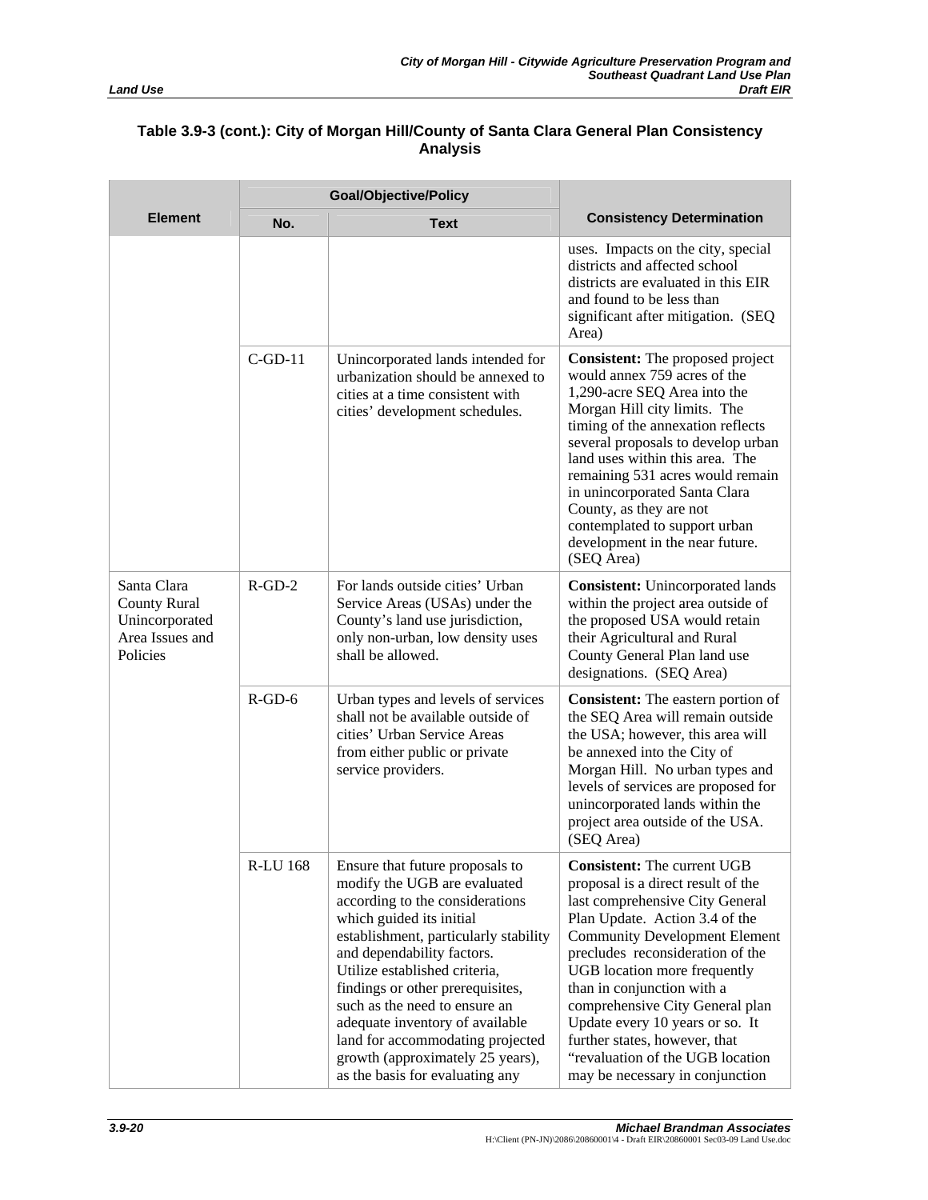### Table 3.9-3 (cont.): City of Morgan Hill/County of Santa Clara General Plan Consistency Analysis

| Element | Goal/Objective/Policy | | Consistency Determination |
|---|---|---|---|
| | No. | Text | |
| | | | uses. Impacts on the city, special districts and affected school districts are evaluated in this EIR and found to be less than significant after mitigation. (SEQ Area) |
| | C-GD-11 | Unincorporated lands intended for urbanization should be annexed to cities at a time consistent with cities' development schedules. | **Consistent:** The proposed project would annex 759 acres of the 1,290-acre SEQ Area into the Morgan Hill city limits. The timing of the annexation reflects several proposals to develop urban land uses within this area. The remaining 531 acres would remain in unincorporated Santa Clara County, as they are not contemplated to support urban development in the near future. (SEQ Area) |
| Santa Clara County Rural Unincorporated Area Issues and Policies | R-GD-2 | For lands outside cities' Urban Service Areas (USAs) under the County's land use jurisdiction, only non-urban, low density uses shall be allowed. | **Consistent:** Unincorporated lands within the project area outside of the proposed USA would retain their Agricultural and Rural County General Plan land use designations. (SEQ Area) |
| | R-GD-6 | Urban types and levels of services shall not be available outside of cities' Urban Service Areas from either public or private service providers. | **Consistent:** The eastern portion of the SEQ Area will remain outside the USA; however, this area will be annexed into the City of Morgan Hill. No urban types and levels of services are proposed for unincorporated lands within the project area outside of the USA. (SEQ Area) |
| | R-LU 168 | Ensure that future proposals to modify the UGB are evaluated according to the considerations which guided its initial establishment, particularly stability and dependability factors. Utilize established criteria, findings or other prerequisites, such as the need to ensure an adequate inventory of available land for accommodating projected growth (approximately 25 years), as the basis for evaluating any | **Consistent:** The current UGB proposal is a direct result of the last comprehensive City General Plan Update. Action 3.4 of the Community Development Element precludes reconsideration of the UGB location more frequently than in conjunction with a comprehensive City General plan Update every 10 years or so. It further states, however, that "revaluation of the UGB location may be necessary in conjunction |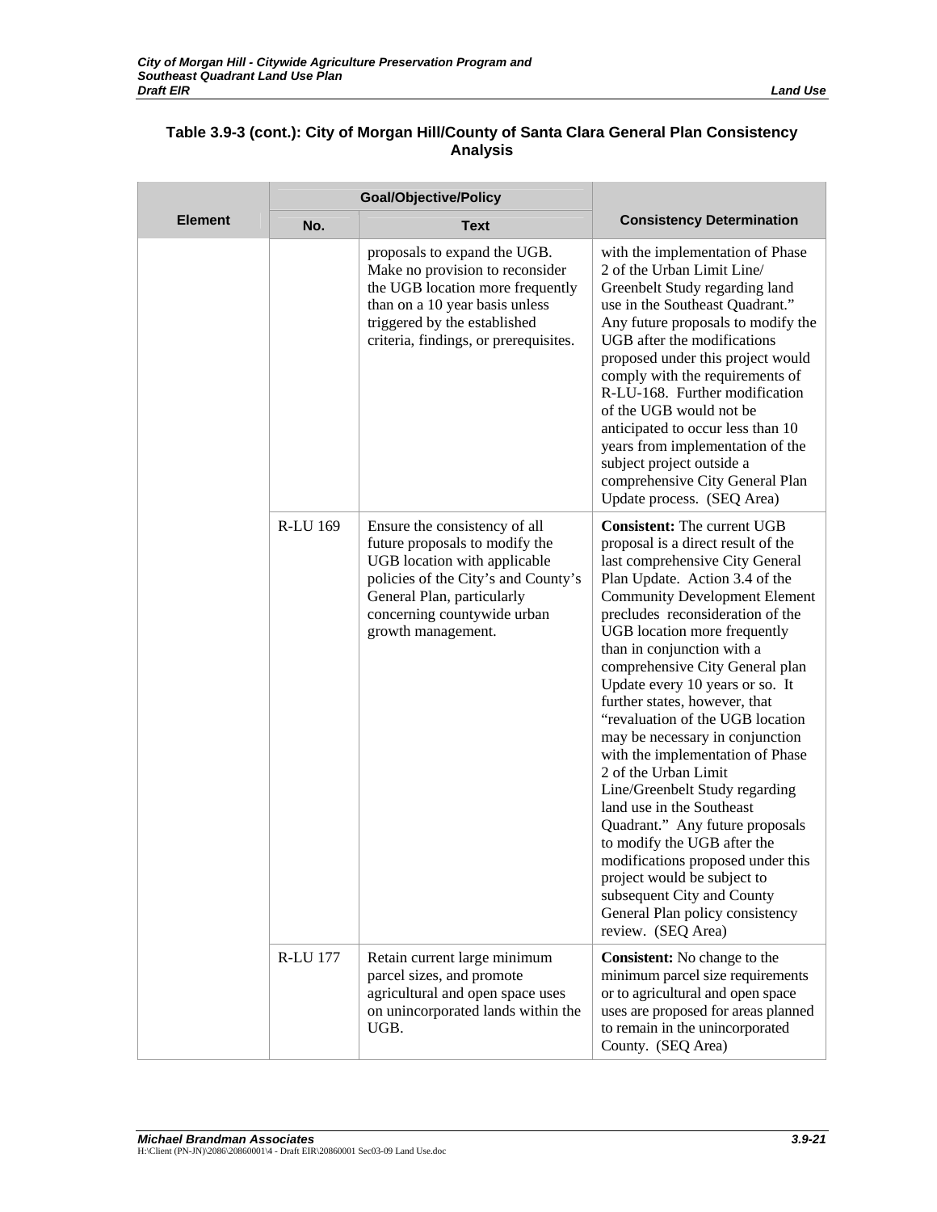**Table 3.9-3 (cont.): City of Morgan Hill/County of Santa Clara General Plan Consistency Analysis**

| Element | Goal/Objective/Policy | | Consistency Determination |
|---|---|---|---|
| | No. | Text | |
| | | proposals to expand the UGB. Make no provision to reconsider the UGB location more frequently than on a 10 year basis unless triggered by the established criteria, findings, or prerequisites. | with the implementation of Phase 2 of the Urban Limit Line/ Greenbelt Study regarding land use in the Southeast Quadrant." Any future proposals to modify the UGB after the modifications proposed under this project would comply with the requirements of R-LU-168. Further modification of the UGB would not be anticipated to occur less than 10 years from implementation of the subject project outside a comprehensive City General Plan Update process. (SEQ Area) |
| | R-LU 169 | Ensure the consistency of all future proposals to modify the UGB location with applicable policies of the City's and County's General Plan, particularly concerning countywide urban growth management. | **Consistent:** The current UGB proposal is a direct result of the last comprehensive City General Plan Update. Action 3.4 of the Community Development Element precludes reconsideration of the UGB location more frequently than in conjunction with a comprehensive City General plan Update every 10 years or so. It further states, however, that "revaluation of the UGB location may be necessary in conjunction with the implementation of Phase 2 of the Urban Limit Line/Greenbelt Study regarding land use in the Southeast Quadrant." Any future proposals to modify the UGB after the modifications proposed under this project would be subject to subsequent City and County General Plan policy consistency review. (SEQ Area) |
| | R-LU 177 | Retain current large minimum parcel sizes, and promote agricultural and open space uses on unincorporated lands within the UGB. | **Consistent:** No change to the minimum parcel size requirements or to agricultural and open space uses are proposed for areas planned to remain in the unincorporated County. (SEQ Area) |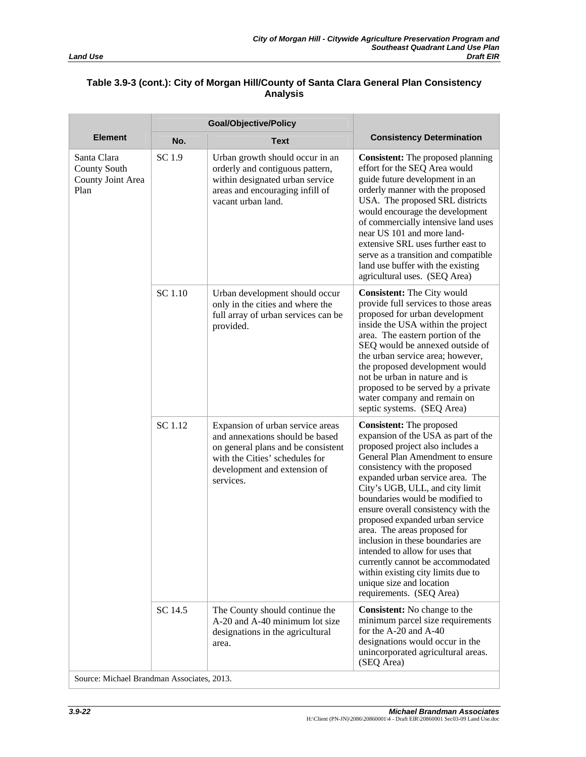### Table 3.9-3 (cont.): City of Morgan Hill/County of Santa Clara General Plan Consistency Analysis

| Element | Goal/Objective/Policy | | Consistency Determination |
|---|---|---|---|
| | No. | Text | |
| Santa Clara County South County Joint Area Plan | SC 1.9 | Urban growth should occur in an orderly and contiguous pattern, within designated urban service areas and encouraging infill of vacant urban land. | **Consistent:** The proposed planning effort for the SEQ Area would guide future development in an orderly manner with the proposed USA. The proposed SRL districts would encourage the development of commercially intensive land uses near US 101 and more land-extensive SRL uses further east to serve as a transition and compatible land use buffer with the existing agricultural uses. (SEQ Area) |
| | SC 1.10 | Urban development should occur only in the cities and where the full array of urban services can be provided. | **Consistent:** The City would provide full services to those areas proposed for urban development inside the USA within the project area. The eastern portion of the SEQ would be annexed outside of the urban service area; however, the proposed development would not be urban in nature and is proposed to be served by a private water company and remain on septic systems. (SEQ Area) |
| | SC 1.12 | Expansion of urban service areas and annexations should be based on general plans and be consistent with the Cities' schedules for development and extension of services. | **Consistent:** The proposed expansion of the USA as part of the proposed project also includes a General Plan Amendment to ensure consistency with the proposed expanded urban service area. The City's UGB, ULL, and city limit boundaries would be modified to ensure overall consistency with the proposed expanded urban service area. The areas proposed for inclusion in these boundaries are intended to allow for uses that currently cannot be accommodated within existing city limits due to unique size and location requirements. (SEQ Area) |
| | SC 14.5 | The County should continue the A-20 and A-40 minimum lot size designations in the agricultural area. | **Consistent:** No change to the minimum parcel size requirements for the A-20 and A-40 designations would occur in the unincorporated agricultural areas. (SEQ Area) |

Source: Michael Brandman Associates, 2013.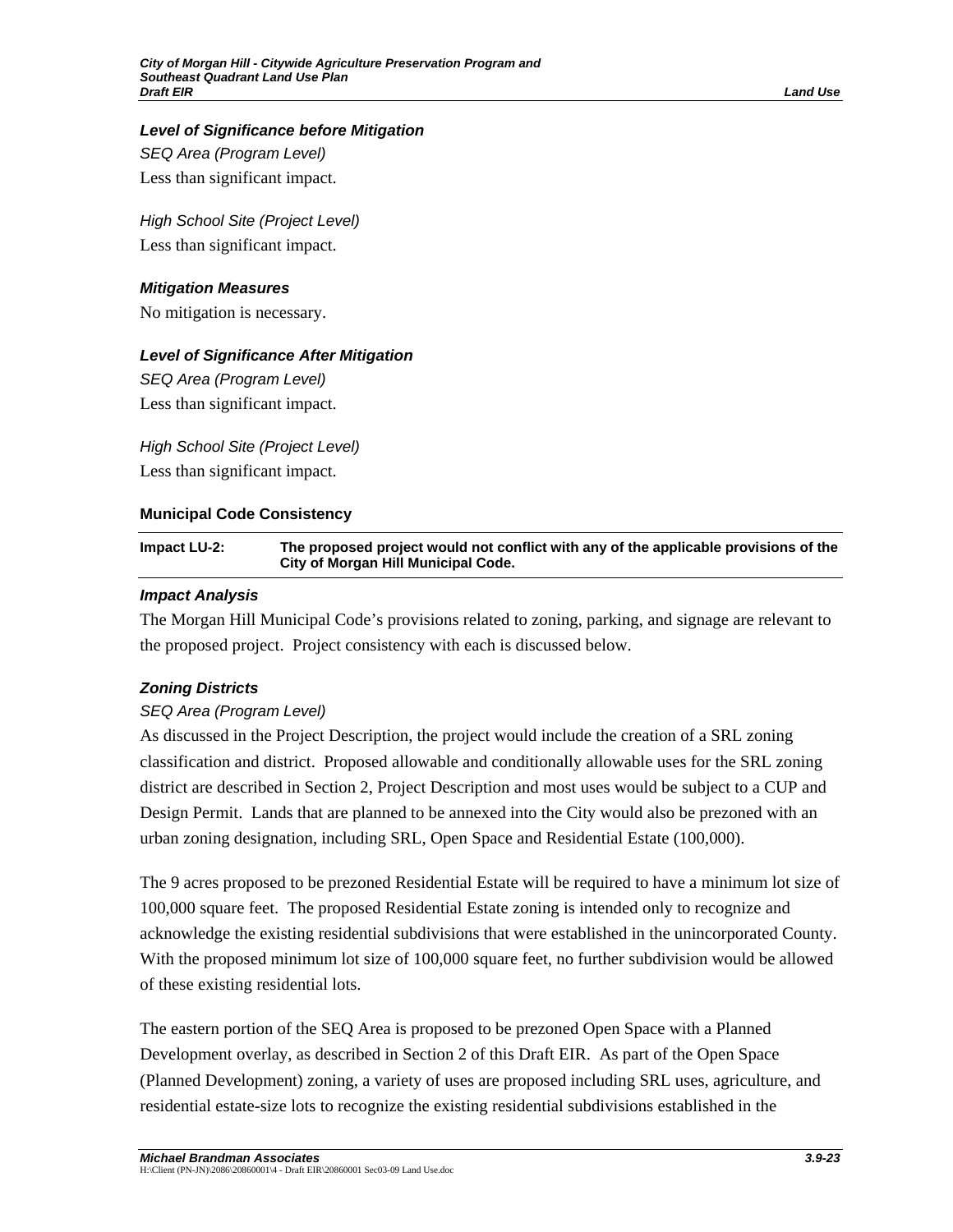#### *Level of Significance before Mitigation*

*SEQ Area (Program Level)*

Less than significant impact.

*High School Site (Project Level)*

Less than significant impact.

#### *Mitigation Measures*

No mitigation is necessary.

#### *Level of Significance After Mitigation*

*SEQ Area (Program Level)*

Less than significant impact.

*High School Site (Project Level)*

Less than significant impact.

### Municipal Code Consistency

| **Impact LU-2:** | **The proposed project would not conflict with any of the applicable provisions of the City of Morgan Hill Municipal Code.** |
|---|---|

#### *Impact Analysis*

The Morgan Hill Municipal Code's provisions related to zoning, parking, and signage are relevant to the proposed project. Project consistency with each is discussed below.

#### *Zoning Districts*

*SEQ Area (Program Level)*

As discussed in the Project Description, the project would include the creation of a SRL zoning classification and district. Proposed allowable and conditionally allowable uses for the SRL zoning district are described in Section 2, Project Description and most uses would be subject to a CUP and Design Permit. Lands that are planned to be annexed into the City would also be prezoned with an urban zoning designation, including SRL, Open Space and Residential Estate (100,000).

The 9 acres proposed to be prezoned Residential Estate will be required to have a minimum lot size of 100,000 square feet. The proposed Residential Estate zoning is intended only to recognize and acknowledge the existing residential subdivisions that were established in the unincorporated County. With the proposed minimum lot size of 100,000 square feet, no further subdivision would be allowed of these existing residential lots.

The eastern portion of the SEQ Area is proposed to be prezoned Open Space with a Planned Development overlay, as described in Section 2 of this Draft EIR. As part of the Open Space (Planned Development) zoning, a variety of uses are proposed including SRL uses, agriculture, and residential estate-size lots to recognize the existing residential subdivisions established in the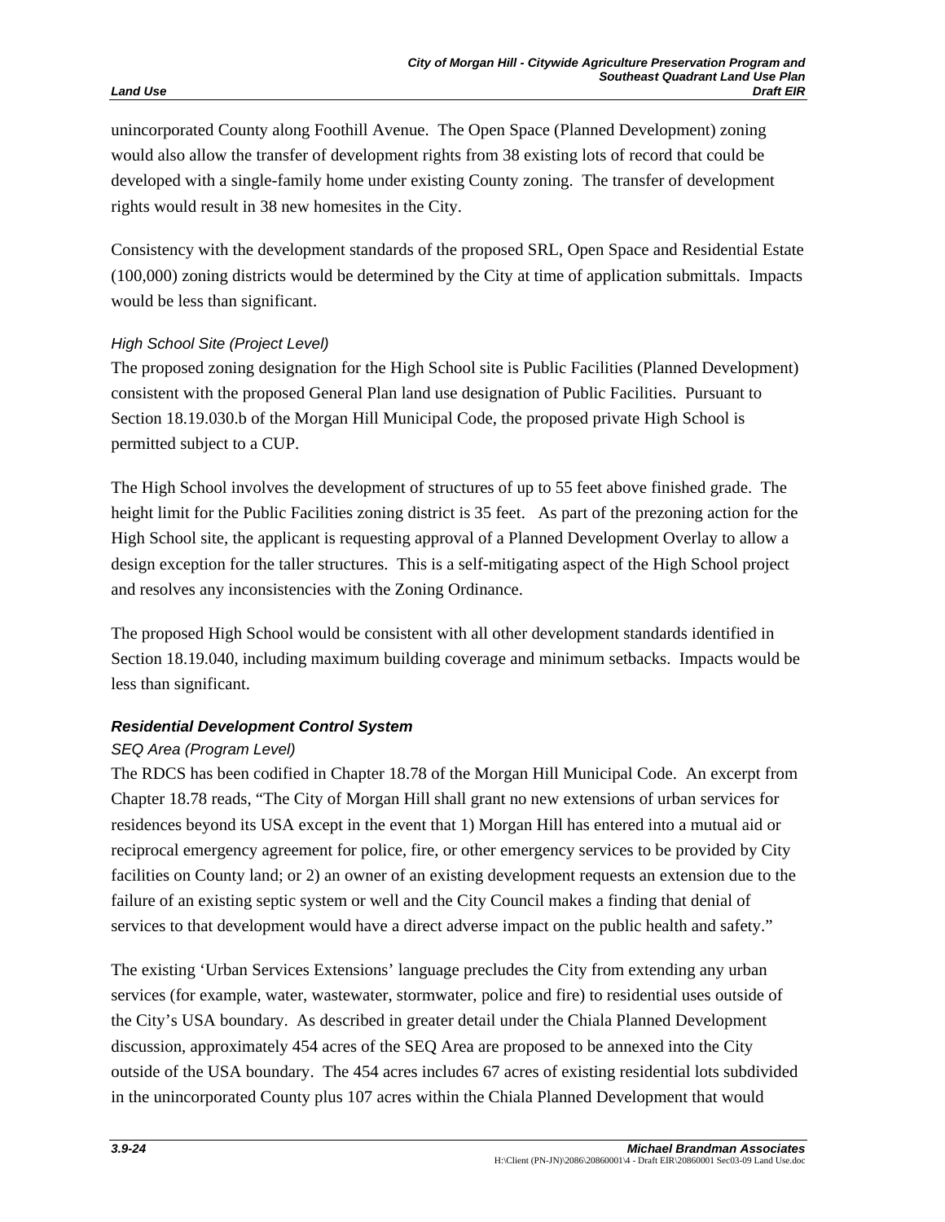unincorporated County along Foothill Avenue. The Open Space (Planned Development) zoning would also allow the transfer of development rights from 38 existing lots of record that could be developed with a single-family home under existing County zoning. The transfer of development rights would result in 38 new homesites in the City.

Consistency with the development standards of the proposed SRL, Open Space and Residential Estate (100,000) zoning districts would be determined by the City at time of application submittals. Impacts would be less than significant.

*High School Site (Project Level)*

The proposed zoning designation for the High School site is Public Facilities (Planned Development) consistent with the proposed General Plan land use designation of Public Facilities. Pursuant to Section 18.19.030.b of the Morgan Hill Municipal Code, the proposed private High School is permitted subject to a CUP.

The High School involves the development of structures of up to 55 feet above finished grade. The height limit for the Public Facilities zoning district is 35 feet. As part of the prezoning action for the High School site, the applicant is requesting approval of a Planned Development Overlay to allow a design exception for the taller structures. This is a self-mitigating aspect of the High School project and resolves any inconsistencies with the Zoning Ordinance.

The proposed High School would be consistent with all other development standards identified in Section 18.19.040, including maximum building coverage and minimum setbacks. Impacts would be less than significant.

***Residential Development Control System***

*SEQ Area (Program Level)*

The RDCS has been codified in Chapter 18.78 of the Morgan Hill Municipal Code. An excerpt from Chapter 18.78 reads, "The City of Morgan Hill shall grant no new extensions of urban services for residences beyond its USA except in the event that 1) Morgan Hill has entered into a mutual aid or reciprocal emergency agreement for police, fire, or other emergency services to be provided by City facilities on County land; or 2) an owner of an existing development requests an extension due to the failure of an existing septic system or well and the City Council makes a finding that denial of services to that development would have a direct adverse impact on the public health and safety."

The existing 'Urban Services Extensions' language precludes the City from extending any urban services (for example, water, wastewater, stormwater, police and fire) to residential uses outside of the City's USA boundary. As described in greater detail under the Chiala Planned Development discussion, approximately 454 acres of the SEQ Area are proposed to be annexed into the City outside of the USA boundary. The 454 acres includes 67 acres of existing residential lots subdivided in the unincorporated County plus 107 acres within the Chiala Planned Development that would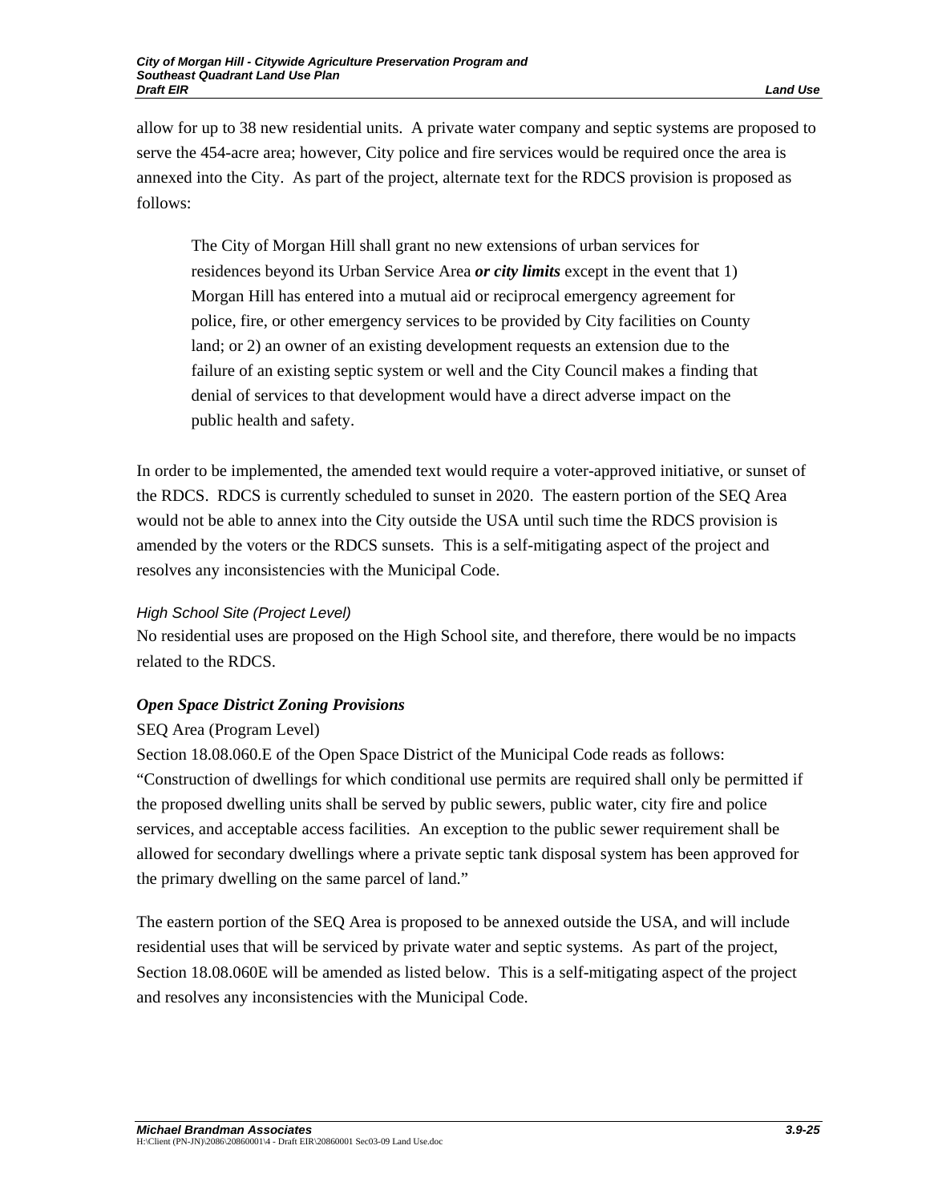allow for up to 38 new residential units. A private water company and septic systems are proposed to serve the 454-acre area; however, City police and fire services would be required once the area is annexed into the City. As part of the project, alternate text for the RDCS provision is proposed as follows:

> The City of Morgan Hill shall grant no new extensions of urban services for residences beyond its Urban Service Area ***or city limits*** except in the event that 1) Morgan Hill has entered into a mutual aid or reciprocal emergency agreement for police, fire, or other emergency services to be provided by City facilities on County land; or 2) an owner of an existing development requests an extension due to the failure of an existing septic system or well and the City Council makes a finding that denial of services to that development would have a direct adverse impact on the public health and safety.

In order to be implemented, the amended text would require a voter-approved initiative, or sunset of the RDCS. RDCS is currently scheduled to sunset in 2020. The eastern portion of the SEQ Area would not be able to annex into the City outside the USA until such time the RDCS provision is amended by the voters or the RDCS sunsets. This is a self-mitigating aspect of the project and resolves any inconsistencies with the Municipal Code.

*High School Site (Project Level)*

No residential uses are proposed on the High School site, and therefore, there would be no impacts related to the RDCS.

***Open Space District Zoning Provisions***

SEQ Area (Program Level)

Section 18.08.060.E of the Open Space District of the Municipal Code reads as follows: "Construction of dwellings for which conditional use permits are required shall only be permitted if the proposed dwelling units shall be served by public sewers, public water, city fire and police services, and acceptable access facilities. An exception to the public sewer requirement shall be allowed for secondary dwellings where a private septic tank disposal system has been approved for the primary dwelling on the same parcel of land."

The eastern portion of the SEQ Area is proposed to be annexed outside the USA, and will include residential uses that will be serviced by private water and septic systems. As part of the project, Section 18.08.060E will be amended as listed below. This is a self-mitigating aspect of the project and resolves any inconsistencies with the Municipal Code.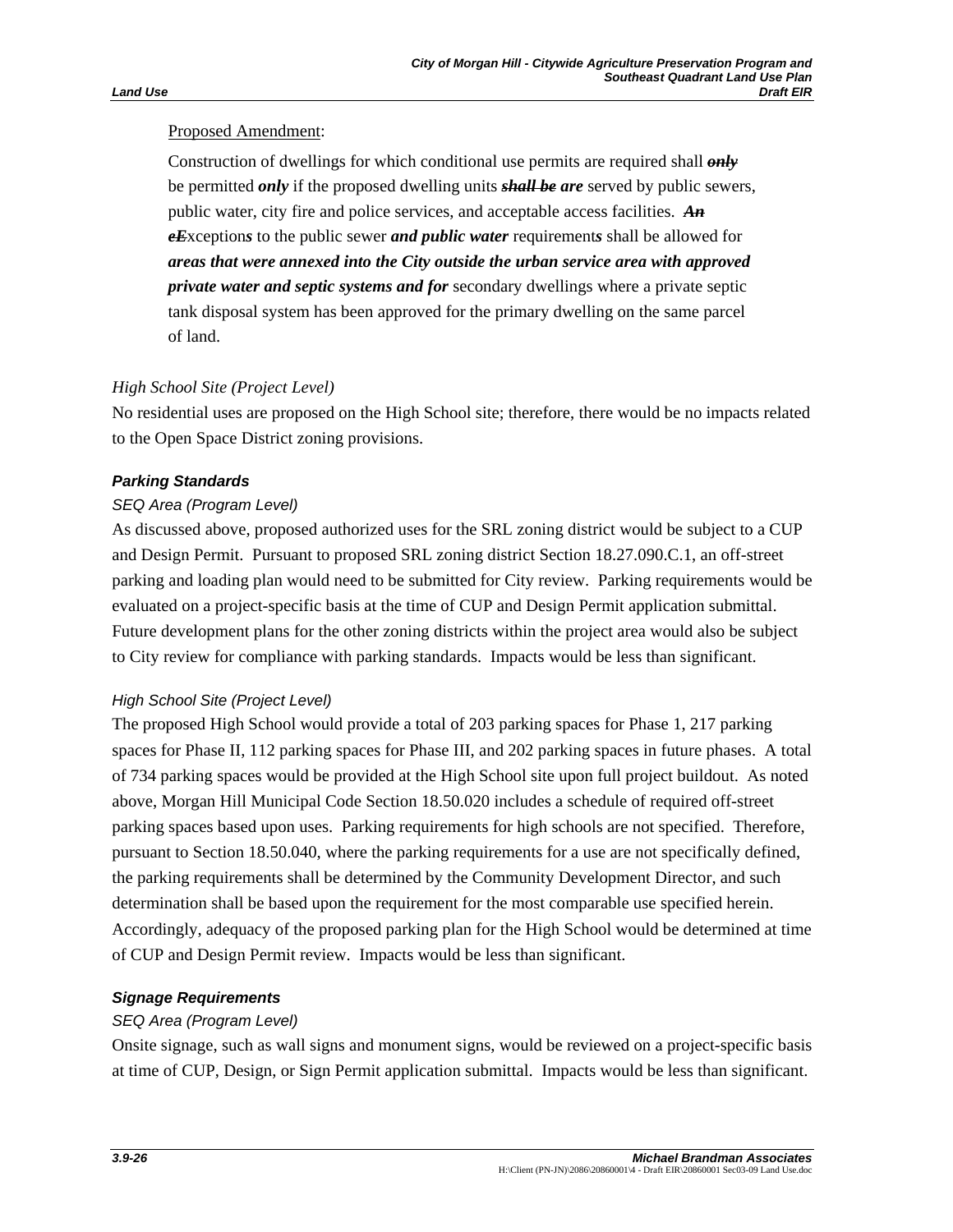Proposed Amendment:

Construction of dwellings for which conditional use permits are required shall ~~***only***~~ be permitted ***only*** if the proposed dwelling units ~~***shall be***~~ ***are*** served by public sewers, public water, city fire and police services, and acceptable access facilities. ~~***An***~~ ~~***e***~~***E***xception***s*** to the public sewer ***and public water*** requirement***s*** shall be allowed for ***areas that were annexed into the City outside the urban service area with approved private water and septic systems and for*** secondary dwellings where a private septic tank disposal system has been approved for the primary dwelling on the same parcel of land.

*High School Site (Project Level)*

No residential uses are proposed on the High School site; therefore, there would be no impacts related to the Open Space District zoning provisions.

#### Parking Standards

*SEQ Area (Program Level)*

As discussed above, proposed authorized uses for the SRL zoning district would be subject to a CUP and Design Permit. Pursuant to proposed SRL zoning district Section 18.27.090.C.1, an off-street parking and loading plan would need to be submitted for City review. Parking requirements would be evaluated on a project-specific basis at the time of CUP and Design Permit application submittal. Future development plans for the other zoning districts within the project area would also be subject to City review for compliance with parking standards. Impacts would be less than significant.

*High School Site (Project Level)*

The proposed High School would provide a total of 203 parking spaces for Phase 1, 217 parking spaces for Phase II, 112 parking spaces for Phase III, and 202 parking spaces in future phases. A total of 734 parking spaces would be provided at the High School site upon full project buildout. As noted above, Morgan Hill Municipal Code Section 18.50.020 includes a schedule of required off-street parking spaces based upon uses. Parking requirements for high schools are not specified. Therefore, pursuant to Section 18.50.040, where the parking requirements for a use are not specifically defined, the parking requirements shall be determined by the Community Development Director, and such determination shall be based upon the requirement for the most comparable use specified herein. Accordingly, adequacy of the proposed parking plan for the High School would be determined at time of CUP and Design Permit review. Impacts would be less than significant.

#### Signage Requirements

*SEQ Area (Program Level)*

Onsite signage, such as wall signs and monument signs, would be reviewed on a project-specific basis at time of CUP, Design, or Sign Permit application submittal. Impacts would be less than significant.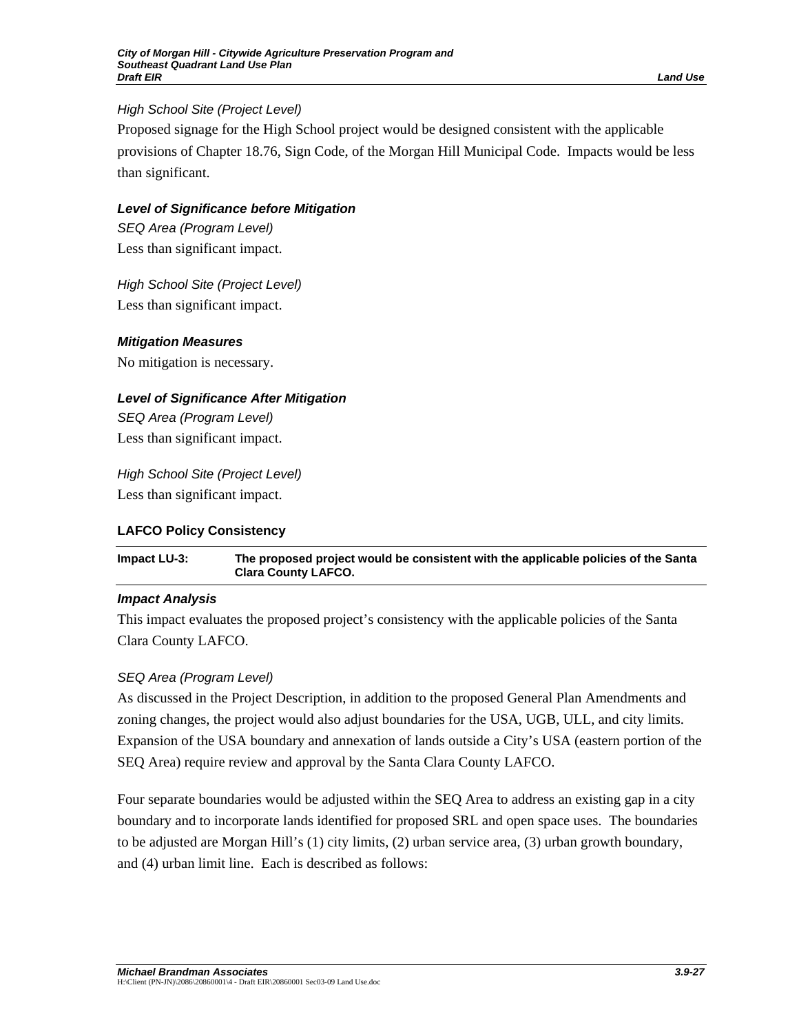*High School Site (Project Level)*

Proposed signage for the High School project would be designed consistent with the applicable provisions of Chapter 18.76, Sign Code, of the Morgan Hill Municipal Code. Impacts would be less than significant.

#### *Level of Significance before Mitigation*

*SEQ Area (Program Level)*

Less than significant impact.

*High School Site (Project Level)*

Less than significant impact.

#### *Mitigation Measures*

No mitigation is necessary.

#### *Level of Significance After Mitigation*

*SEQ Area (Program Level)*

Less than significant impact.

*High School Site (Project Level)*

Less than significant impact.

### LAFCO Policy Consistency

| Impact LU-3: | The proposed project would be consistent with the applicable policies of the Santa Clara County LAFCO. |
|---|---|

#### *Impact Analysis*

This impact evaluates the proposed project's consistency with the applicable policies of the Santa Clara County LAFCO.

*SEQ Area (Program Level)*

As discussed in the Project Description, in addition to the proposed General Plan Amendments and zoning changes, the project would also adjust boundaries for the USA, UGB, ULL, and city limits. Expansion of the USA boundary and annexation of lands outside a City's USA (eastern portion of the SEQ Area) require review and approval by the Santa Clara County LAFCO.

Four separate boundaries would be adjusted within the SEQ Area to address an existing gap in a city boundary and to incorporate lands identified for proposed SRL and open space uses. The boundaries to be adjusted are Morgan Hill's (1) city limits, (2) urban service area, (3) urban growth boundary, and (4) urban limit line. Each is described as follows: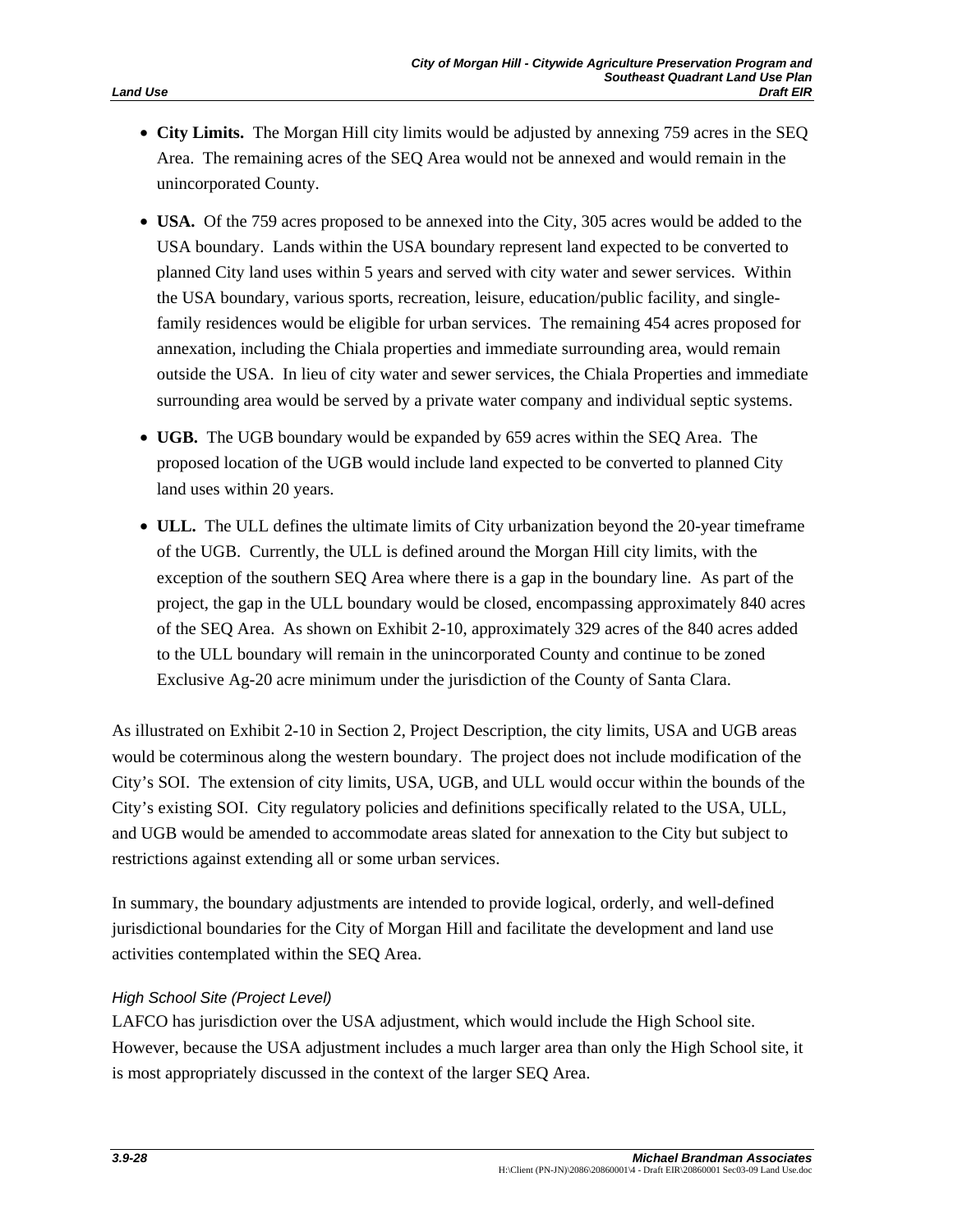- **City Limits.** The Morgan Hill city limits would be adjusted by annexing 759 acres in the SEQ Area. The remaining acres of the SEQ Area would not be annexed and would remain in the unincorporated County.
- **USA.** Of the 759 acres proposed to be annexed into the City, 305 acres would be added to the USA boundary. Lands within the USA boundary represent land expected to be converted to planned City land uses within 5 years and served with city water and sewer services. Within the USA boundary, various sports, recreation, leisure, education/public facility, and single-family residences would be eligible for urban services. The remaining 454 acres proposed for annexation, including the Chiala properties and immediate surrounding area, would remain outside the USA. In lieu of city water and sewer services, the Chiala Properties and immediate surrounding area would be served by a private water company and individual septic systems.
- **UGB.** The UGB boundary would be expanded by 659 acres within the SEQ Area. The proposed location of the UGB would include land expected to be converted to planned City land uses within 20 years.
- **ULL.** The ULL defines the ultimate limits of City urbanization beyond the 20-year timeframe of the UGB. Currently, the ULL is defined around the Morgan Hill city limits, with the exception of the southern SEQ Area where there is a gap in the boundary line. As part of the project, the gap in the ULL boundary would be closed, encompassing approximately 840 acres of the SEQ Area. As shown on Exhibit 2-10, approximately 329 acres of the 840 acres added to the ULL boundary will remain in the unincorporated County and continue to be zoned Exclusive Ag-20 acre minimum under the jurisdiction of the County of Santa Clara.

As illustrated on Exhibit 2-10 in Section 2, Project Description, the city limits, USA and UGB areas would be coterminous along the western boundary. The project does not include modification of the City's SOI. The extension of city limits, USA, UGB, and ULL would occur within the bounds of the City's existing SOI. City regulatory policies and definitions specifically related to the USA, ULL, and UGB would be amended to accommodate areas slated for annexation to the City but subject to restrictions against extending all or some urban services.

In summary, the boundary adjustments are intended to provide logical, orderly, and well-defined jurisdictional boundaries for the City of Morgan Hill and facilitate the development and land use activities contemplated within the SEQ Area.

*High School Site (Project Level)*

LAFCO has jurisdiction over the USA adjustment, which would include the High School site. However, because the USA adjustment includes a much larger area than only the High School site, it is most appropriately discussed in the context of the larger SEQ Area.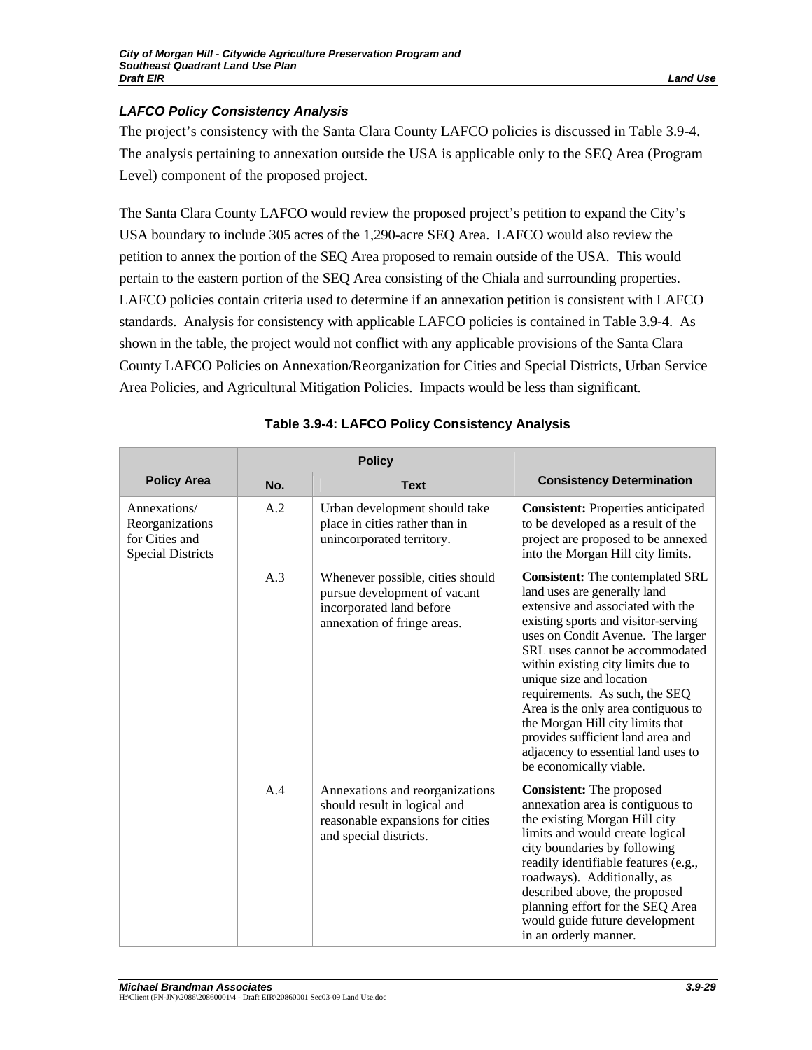### LAFCO Policy Consistency Analysis

The project's consistency with the Santa Clara County LAFCO policies is discussed in Table 3.9-4. The analysis pertaining to annexation outside the USA is applicable only to the SEQ Area (Program Level) component of the proposed project.

The Santa Clara County LAFCO would review the proposed project's petition to expand the City's USA boundary to include 305 acres of the 1,290-acre SEQ Area. LAFCO would also review the petition to annex the portion of the SEQ Area proposed to remain outside of the USA. This would pertain to the eastern portion of the SEQ Area consisting of the Chiala and surrounding properties. LAFCO policies contain criteria used to determine if an annexation petition is consistent with LAFCO standards. Analysis for consistency with applicable LAFCO policies is contained in Table 3.9-4. As shown in the table, the project would not conflict with any applicable provisions of the Santa Clara County LAFCO Policies on Annexation/Reorganization for Cities and Special Districts, Urban Service Area Policies, and Agricultural Mitigation Policies. Impacts would be less than significant.

**Table 3.9-4: LAFCO Policy Consistency Analysis**

| Policy Area | Policy | | Consistency Determination |
|---|---|---|---|
| | No. | Text | |
| Annexations/ Reorganizations for Cities and Special Districts | A.2 | Urban development should take place in cities rather than in unincorporated territory. | **Consistent:** Properties anticipated to be developed as a result of the project are proposed to be annexed into the Morgan Hill city limits. |
| | A.3 | Whenever possible, cities should pursue development of vacant incorporated land before annexation of fringe areas. | **Consistent:** The contemplated SRL land uses are generally land extensive and associated with the existing sports and visitor-serving uses on Condit Avenue. The larger SRL uses cannot be accommodated within existing city limits due to unique size and location requirements. As such, the SEQ Area is the only area contiguous to the Morgan Hill city limits that provides sufficient land area and adjacency to essential land uses to be economically viable. |
| | A.4 | Annexations and reorganizations should result in logical and reasonable expansions for cities and special districts. | **Consistent:** The proposed annexation area is contiguous to the existing Morgan Hill city limits and would create logical city boundaries by following readily identifiable features (e.g., roadways). Additionally, as described above, the proposed planning effort for the SEQ Area would guide future development in an orderly manner. |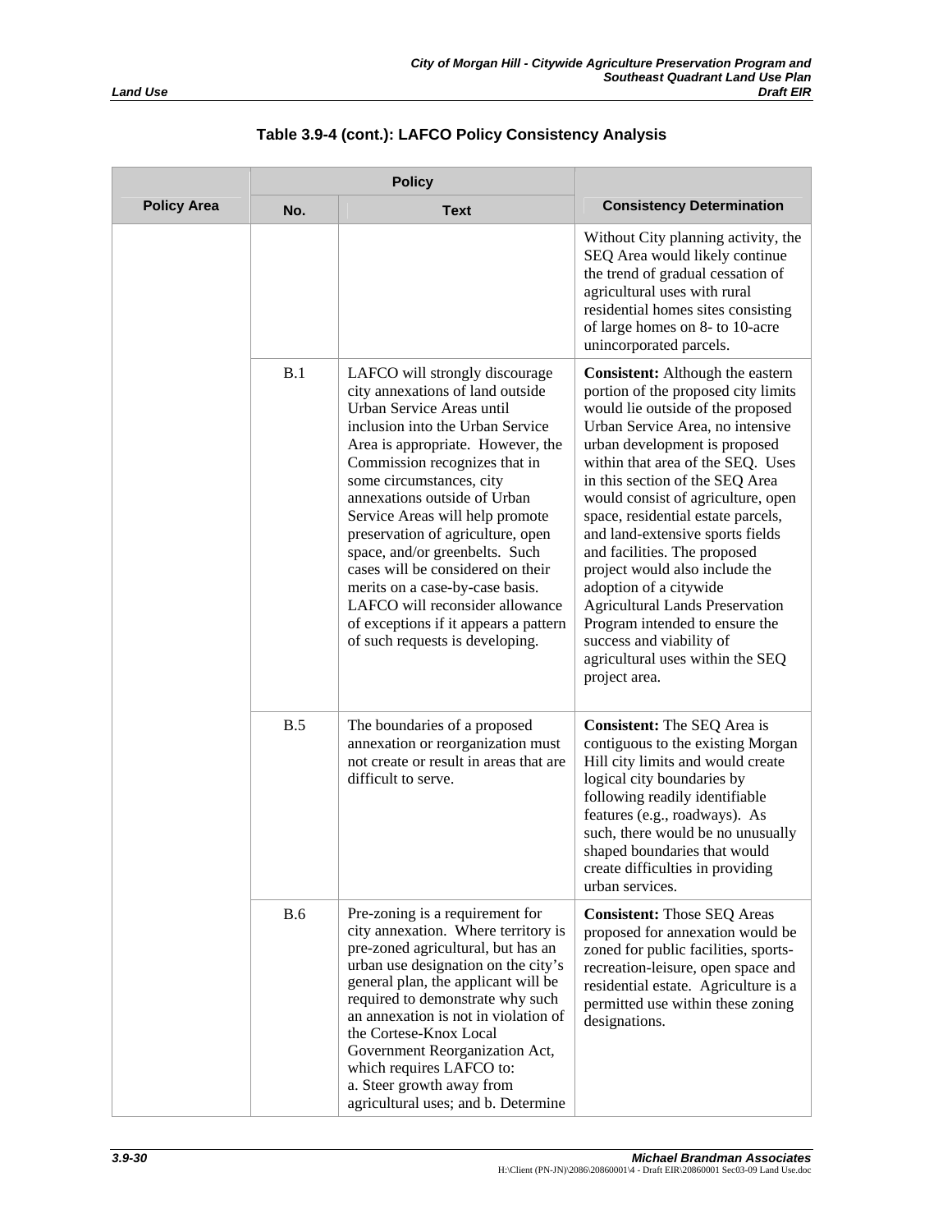**Table 3.9-4 (cont.): LAFCO Policy Consistency Analysis**

| Policy Area | Policy | | Consistency Determination |
|---|---|---|---|
| | No. | Text | |
| | | | Without City planning activity, the SEQ Area would likely continue the trend of gradual cessation of agricultural uses with rural residential homes sites consisting of large homes on 8- to 10-acre unincorporated parcels. |
| | B.1 | LAFCO will strongly discourage city annexations of land outside Urban Service Areas until inclusion into the Urban Service Area is appropriate. However, the Commission recognizes that in some circumstances, city annexations outside of Urban Service Areas will help promote preservation of agriculture, open space, and/or greenbelts. Such cases will be considered on their merits on a case-by-case basis. LAFCO will reconsider allowance of exceptions if it appears a pattern of such requests is developing. | **Consistent:** Although the eastern portion of the proposed city limits would lie outside of the proposed Urban Service Area, no intensive urban development is proposed within that area of the SEQ. Uses in this section of the SEQ Area would consist of agriculture, open space, residential estate parcels, and land-extensive sports fields and facilities. The proposed project would also include the adoption of a citywide Agricultural Lands Preservation Program intended to ensure the success and viability of agricultural uses within the SEQ project area. |
| | B.5 | The boundaries of a proposed annexation or reorganization must not create or result in areas that are difficult to serve. | **Consistent:** The SEQ Area is contiguous to the existing Morgan Hill city limits and would create logical city boundaries by following readily identifiable features (e.g., roadways). As such, there would be no unusually shaped boundaries that would create difficulties in providing urban services. |
| | B.6 | Pre-zoning is a requirement for city annexation. Where territory is pre-zoned agricultural, but has an urban use designation on the city's general plan, the applicant will be required to demonstrate why such an annexation is not in violation of the Cortese-Knox Local Government Reorganization Act, which requires LAFCO to: a. Steer growth away from agricultural uses; and b. Determine | **Consistent:** Those SEQ Areas proposed for annexation would be zoned for public facilities, sports-recreation-leisure, open space and residential estate. Agriculture is a permitted use within these zoning designations. |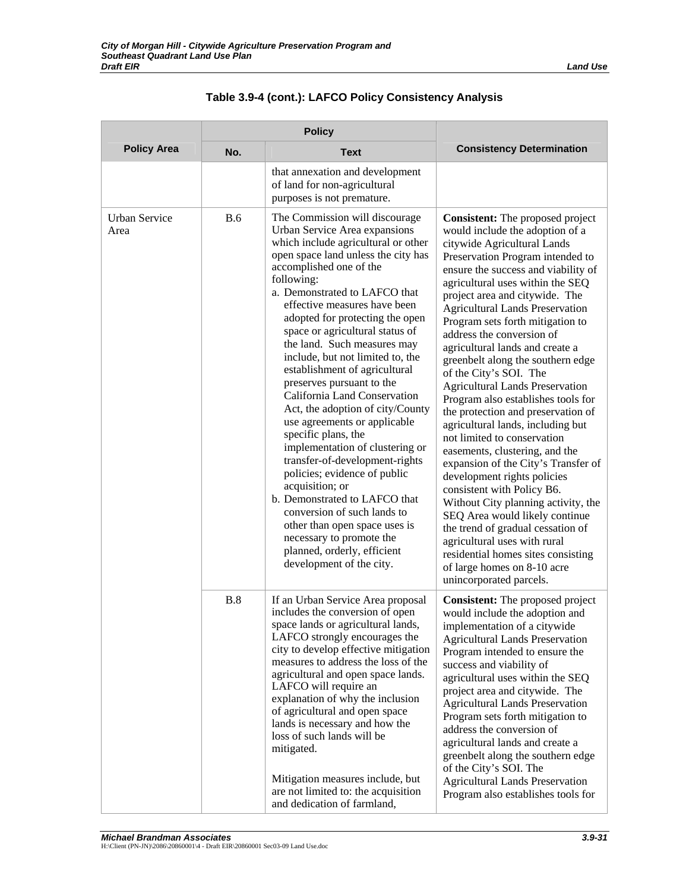## Table 3.9-4 (cont.): LAFCO Policy Consistency Analysis

| Policy Area | Policy | | Consistency Determination |
|---|---|---|---|
| | No. | Text | |
| | | that annexation and development of land for non-agricultural purposes is not premature. | |
| Urban Service Area | B.6 | The Commission will discourage Urban Service Area expansions which include agricultural or other open space land unless the city has accomplished one of the following:<br>a. Demonstrated to LAFCO that effective measures have been adopted for protecting the open space or agricultural status of the land. Such measures may include, but not limited to, the establishment of agricultural preserves pursuant to the California Land Conservation Act, the adoption of city/County use agreements or applicable specific plans, the implementation of clustering or transfer-of-development-rights policies; evidence of public acquisition; or<br>b. Demonstrated to LAFCO that conversion of such lands to other than open space uses is necessary to promote the planned, orderly, efficient development of the city. | **Consistent:** The proposed project would include the adoption of a citywide Agricultural Lands Preservation Program intended to ensure the success and viability of agricultural uses within the SEQ project area and citywide. The Agricultural Lands Preservation Program sets forth mitigation to address the conversion of agricultural lands and create a greenbelt along the southern edge of the City's SOI. The Agricultural Lands Preservation Program also establishes tools for the protection and preservation of agricultural lands, including but not limited to conservation easements, clustering, and the expansion of the City's Transfer of development rights policies consistent with Policy B6. Without City planning activity, the SEQ Area would likely continue the trend of gradual cessation of agricultural uses with rural residential homes sites consisting of large homes on 8-10 acre unincorporated parcels. |
| | B.8 | If an Urban Service Area proposal includes the conversion of open space lands or agricultural lands, LAFCO strongly encourages the city to develop effective mitigation measures to address the loss of the agricultural and open space lands. LAFCO will require an explanation of why the inclusion of agricultural and open space lands is necessary and how the loss of such lands will be mitigated.<br><br>Mitigation measures include, but are not limited to: the acquisition and dedication of farmland, | **Consistent:** The proposed project would include the adoption and implementation of a citywide Agricultural Lands Preservation Program intended to ensure the success and viability of agricultural uses within the SEQ project area and citywide. The Agricultural Lands Preservation Program sets forth mitigation to address the conversion of agricultural lands and create a greenbelt along the southern edge of the City's SOI. The Agricultural Lands Preservation Program also establishes tools for |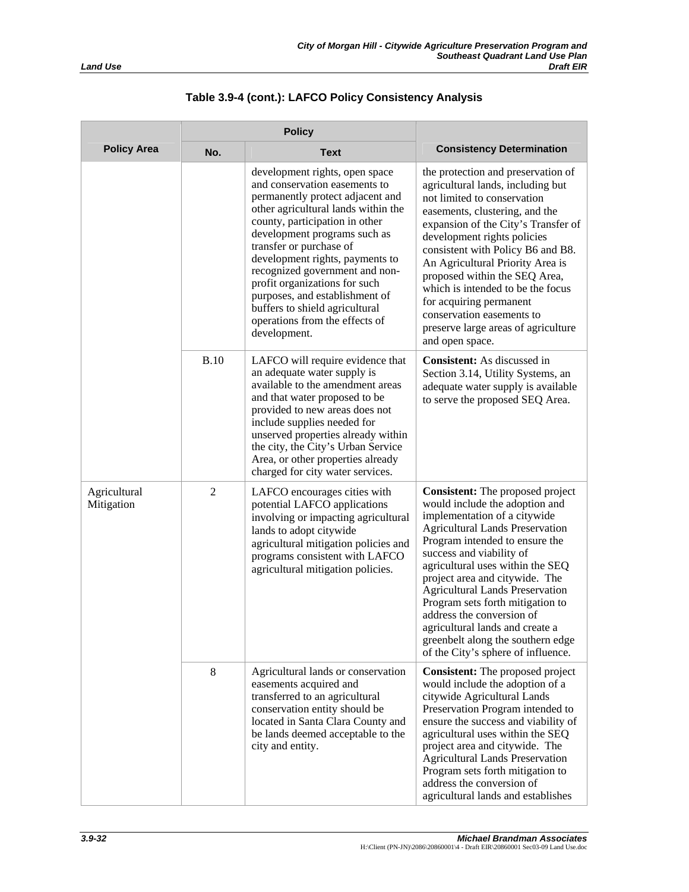**Table 3.9-4 (cont.): LAFCO Policy Consistency Analysis**

| Policy Area | Policy | | Consistency Determination |
|---|---|---|---|
| | No. | Text | |
| | | development rights, open space and conservation easements to permanently protect adjacent and other agricultural lands within the county, participation in other development programs such as transfer or purchase of development rights, payments to recognized government and non-profit organizations for such purposes, and establishment of buffers to shield agricultural operations from the effects of development. | the protection and preservation of agricultural lands, including but not limited to conservation easements, clustering, and the expansion of the City's Transfer of development rights policies consistent with Policy B6 and B8. An Agricultural Priority Area is proposed within the SEQ Area, which is intended to be the focus for acquiring permanent conservation easements to preserve large areas of agriculture and open space. |
| | B.10 | LAFCO will require evidence that an adequate water supply is available to the amendment areas and that water proposed to be provided to new areas does not include supplies needed for unserved properties already within the city, the City's Urban Service Area, or other properties already charged for city water services. | **Consistent:** As discussed in Section 3.14, Utility Systems, an adequate water supply is available to serve the proposed SEQ Area. |
| Agricultural Mitigation | 2 | LAFCO encourages cities with potential LAFCO applications involving or impacting agricultural lands to adopt citywide agricultural mitigation policies and programs consistent with LAFCO agricultural mitigation policies. | **Consistent:** The proposed project would include the adoption and implementation of a citywide Agricultural Lands Preservation Program intended to ensure the success and viability of agricultural uses within the SEQ project area and citywide. The Agricultural Lands Preservation Program sets forth mitigation to address the conversion of agricultural lands and create a greenbelt along the southern edge of the City's sphere of influence. |
| | 8 | Agricultural lands or conservation easements acquired and transferred to an agricultural conservation entity should be located in Santa Clara County and be lands deemed acceptable to the city and entity. | **Consistent:** The proposed project would include the adoption of a citywide Agricultural Lands Preservation Program intended to ensure the success and viability of agricultural uses within the SEQ project area and citywide. The Agricultural Lands Preservation Program sets forth mitigation to address the conversion of agricultural lands and establishes |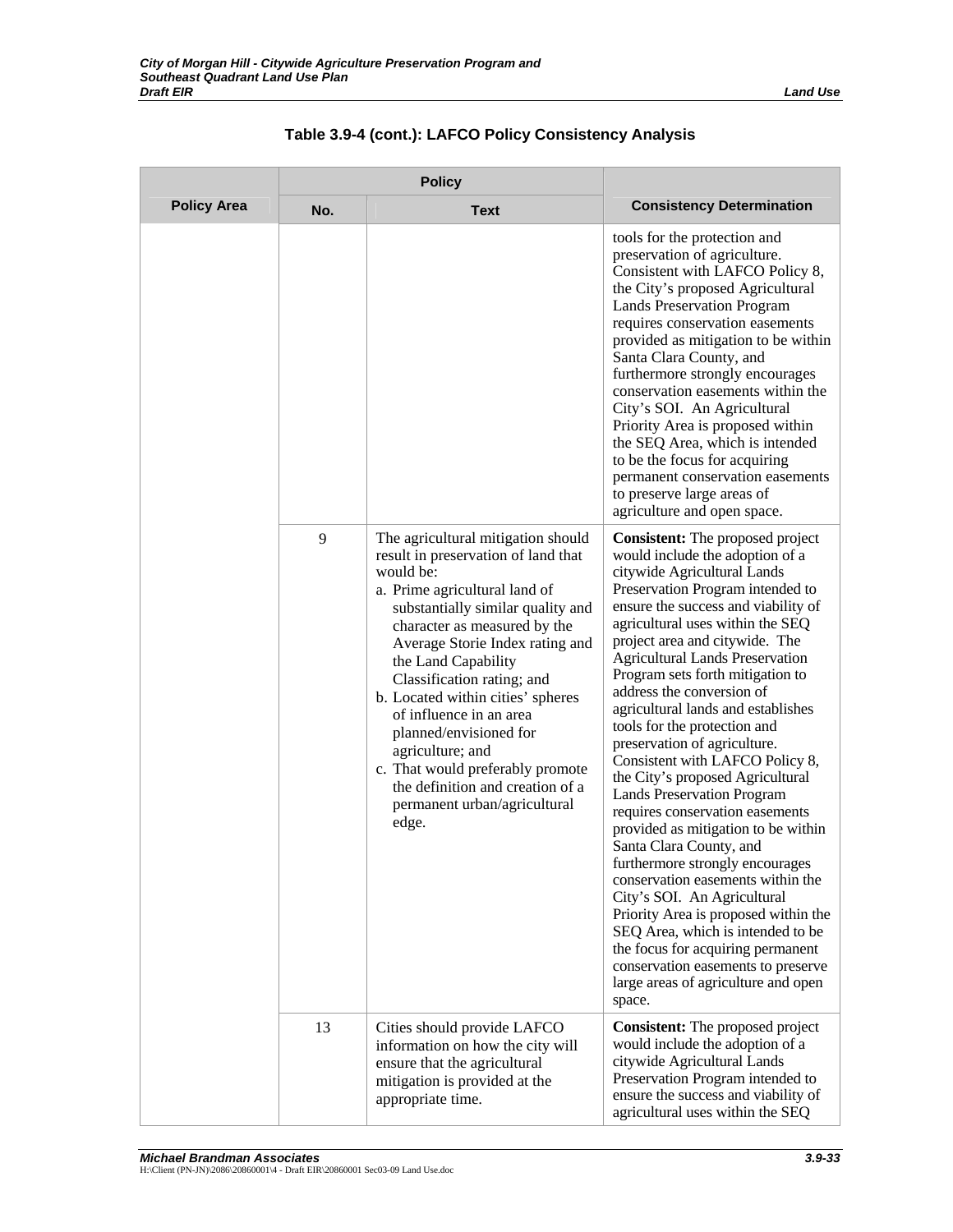**Table 3.9-4 (cont.): LAFCO Policy Consistency Analysis**

| Policy Area | Policy | | Consistency Determination |
|---|---|---|---|
| | No. | Text | |
| | | | tools for the protection and preservation of agriculture. Consistent with LAFCO Policy 8, the City's proposed Agricultural Lands Preservation Program requires conservation easements provided as mitigation to be within Santa Clara County, and furthermore strongly encourages conservation easements within the City's SOI. An Agricultural Priority Area is proposed within the SEQ Area, which is intended to be the focus for acquiring permanent conservation easements to preserve large areas of agriculture and open space. |
| | 9 | The agricultural mitigation should result in preservation of land that would be:<br>a. Prime agricultural land of substantially similar quality and character as measured by the Average Storie Index rating and the Land Capability Classification rating; and<br>b. Located within cities' spheres of influence in an area planned/envisioned for agriculture; and<br>c. That would preferably promote the definition and creation of a permanent urban/agricultural edge. | **Consistent:** The proposed project would include the adoption of a citywide Agricultural Lands Preservation Program intended to ensure the success and viability of agricultural uses within the SEQ project area and citywide. The Agricultural Lands Preservation Program sets forth mitigation to address the conversion of agricultural lands and establishes tools for the protection and preservation of agriculture. Consistent with LAFCO Policy 8, the City's proposed Agricultural Lands Preservation Program requires conservation easements provided as mitigation to be within Santa Clara County, and furthermore strongly encourages conservation easements within the City's SOI. An Agricultural Priority Area is proposed within the SEQ Area, which is intended to be the focus for acquiring permanent conservation easements to preserve large areas of agriculture and open space. |
| | 13 | Cities should provide LAFCO information on how the city will ensure that the agricultural mitigation is provided at the appropriate time. | **Consistent:** The proposed project would include the adoption of a citywide Agricultural Lands Preservation Program intended to ensure the success and viability of agricultural uses within the SEQ |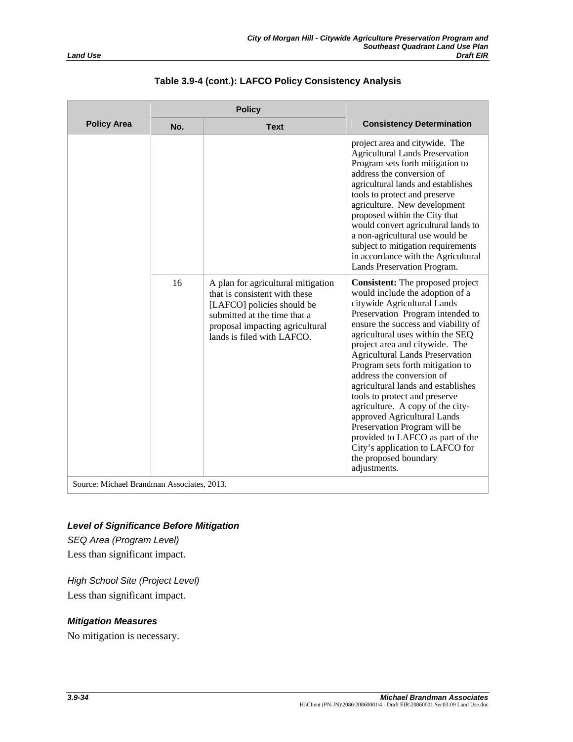**Table 3.9-4 (cont.): LAFCO Policy Consistency Analysis**

| Policy Area | Policy | | Consistency Determination |
|---|---|---|---|
| | No. | Text | |
| | | | project area and citywide. The Agricultural Lands Preservation Program sets forth mitigation to address the conversion of agricultural lands and establishes tools to protect and preserve agriculture. New development proposed within the City that would convert agricultural lands to a non-agricultural use would be subject to mitigation requirements in accordance with the Agricultural Lands Preservation Program. |
| | 16 | A plan for agricultural mitigation that is consistent with these [LAFCO] policies should be submitted at the time that a proposal impacting agricultural lands is filed with LAFCO. | **Consistent:** The proposed project would include the adoption of a citywide Agricultural Lands Preservation Program intended to ensure the success and viability of agricultural uses within the SEQ project area and citywide. The Agricultural Lands Preservation Program sets forth mitigation to address the conversion of agricultural lands and establishes tools to protect and preserve agriculture. A copy of the city-approved Agricultural Lands Preservation Program will be provided to LAFCO as part of the City's application to LAFCO for the proposed boundary adjustments. |

Source: Michael Brandman Associates, 2013.

### *Level of Significance Before Mitigation*

*SEQ Area (Program Level)*

Less than significant impact.

*High School Site (Project Level)*

Less than significant impact.

### *Mitigation Measures*

No mitigation is necessary.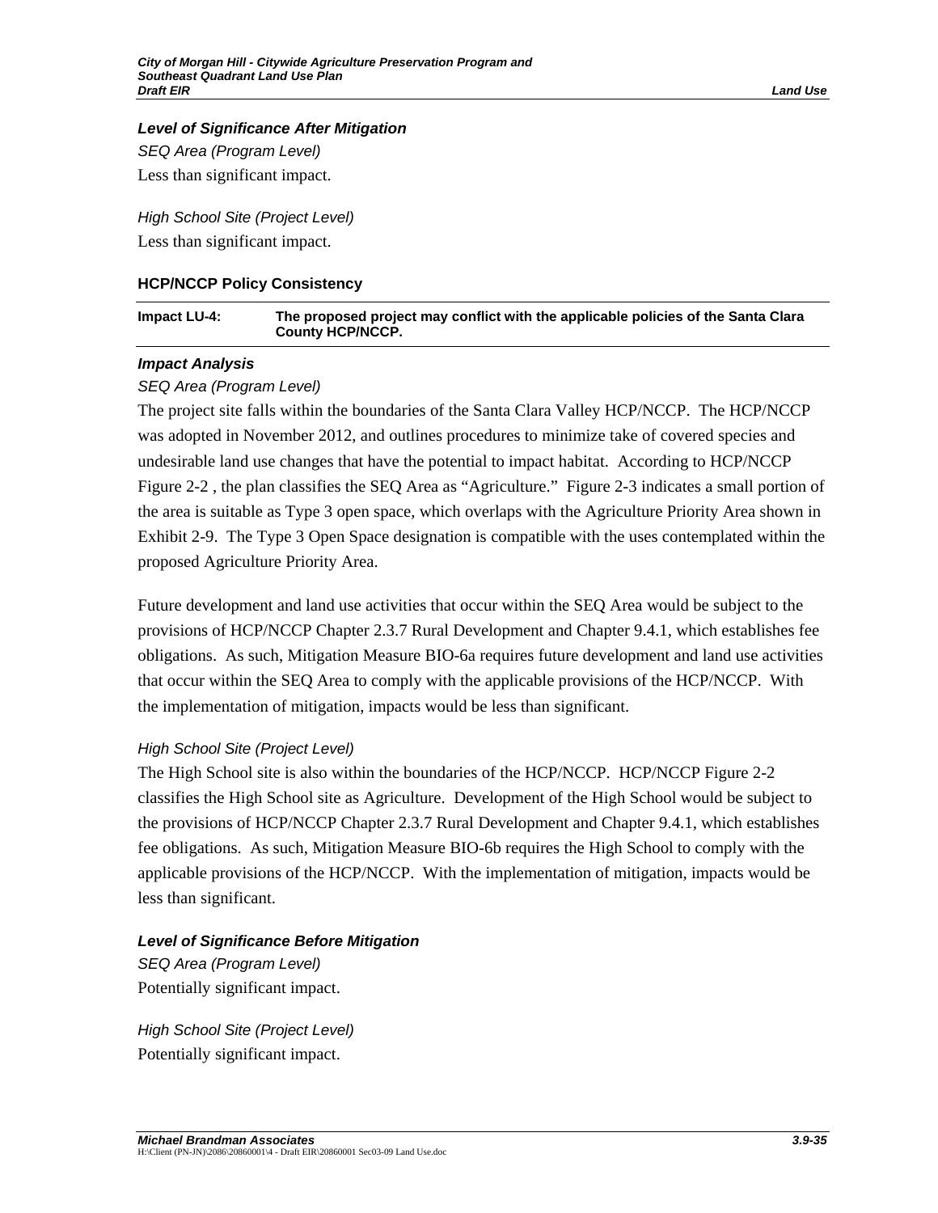### *Level of Significance After Mitigation*

*SEQ Area (Program Level)*

Less than significant impact.

*High School Site (Project Level)*

Less than significant impact.

#### **HCP/NCCP Policy Consistency**

| **Impact LU-4:** | **The proposed project may conflict with the applicable policies of the Santa Clara County HCP/NCCP.** |
|---|---|

### *Impact Analysis*

*SEQ Area (Program Level)*

The project site falls within the boundaries of the Santa Clara Valley HCP/NCCP. The HCP/NCCP was adopted in November 2012, and outlines procedures to minimize take of covered species and undesirable land use changes that have the potential to impact habitat. According to HCP/NCCP Figure 2-2 , the plan classifies the SEQ Area as "Agriculture." Figure 2-3 indicates a small portion of the area is suitable as Type 3 open space, which overlaps with the Agriculture Priority Area shown in Exhibit 2-9. The Type 3 Open Space designation is compatible with the uses contemplated within the proposed Agriculture Priority Area.

Future development and land use activities that occur within the SEQ Area would be subject to the provisions of HCP/NCCP Chapter 2.3.7 Rural Development and Chapter 9.4.1, which establishes fee obligations. As such, Mitigation Measure BIO-6a requires future development and land use activities that occur within the SEQ Area to comply with the applicable provisions of the HCP/NCCP. With the implementation of mitigation, impacts would be less than significant.

*High School Site (Project Level)*

The High School site is also within the boundaries of the HCP/NCCP. HCP/NCCP Figure 2-2 classifies the High School site as Agriculture. Development of the High School would be subject to the provisions of HCP/NCCP Chapter 2.3.7 Rural Development and Chapter 9.4.1, which establishes fee obligations. As such, Mitigation Measure BIO-6b requires the High School to comply with the applicable provisions of the HCP/NCCP. With the implementation of mitigation, impacts would be less than significant.

### *Level of Significance Before Mitigation*

*SEQ Area (Program Level)*

Potentially significant impact.

*High School Site (Project Level)*

Potentially significant impact.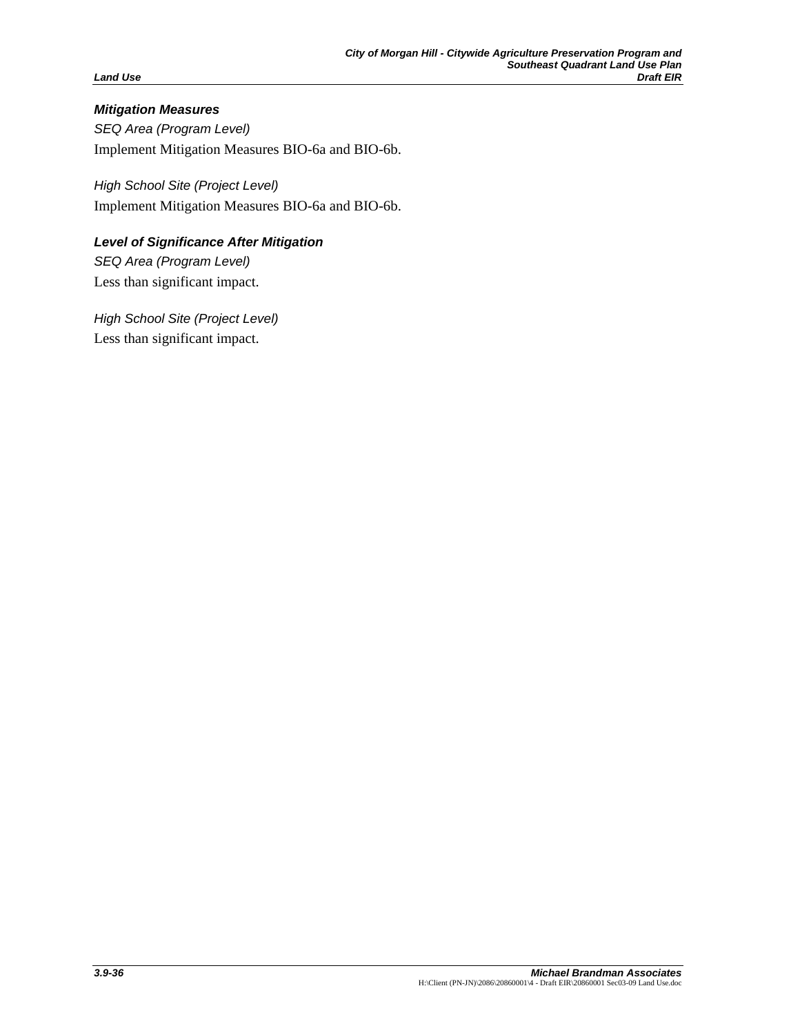### *Mitigation Measures*

*SEQ Area (Program Level)*

Implement Mitigation Measures BIO-6a and BIO-6b.

*High School Site (Project Level)*

Implement Mitigation Measures BIO-6a and BIO-6b.

### *Level of Significance After Mitigation*

*SEQ Area (Program Level)*

Less than significant impact.

*High School Site (Project Level)*

Less than significant impact.